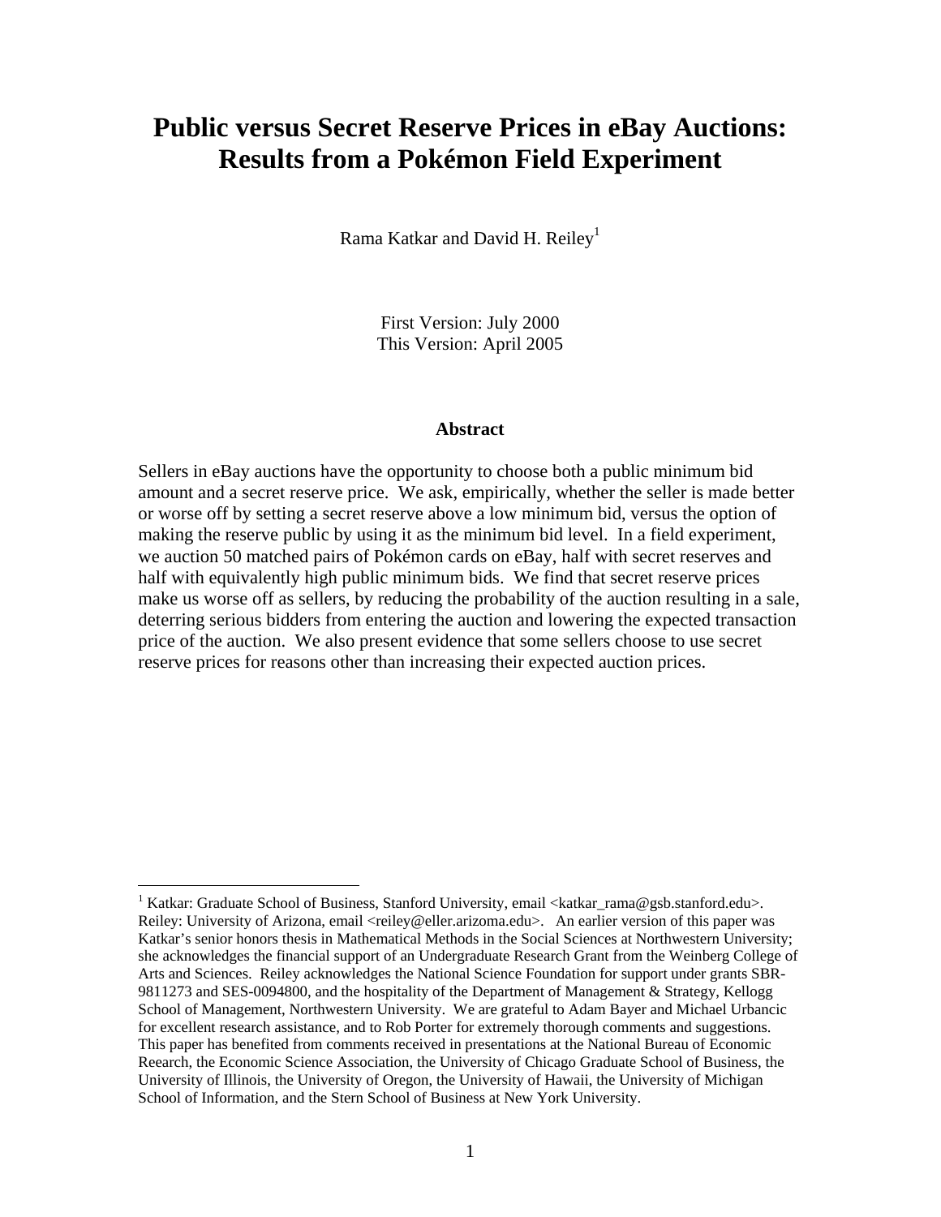# Public versus Secret Reserve Prices in eBay Auctions: Results from a Pokémon Field Experiment

Rama Katkar and David H. Reiley[1]

First Version: July 2000
This Version: April 2005

### Abstract

Sellers in eBay auctions have the opportunity to choose both a public minimum bid amount and a secret reserve price. We ask, empirically, whether the seller is made better or worse off by setting a secret reserve above a low minimum bid, versus the option of making the reserve public by using it as the minimum bid level. In a field experiment, we auction 50 matched pairs of Pokémon cards on eBay, half with secret reserves and half with equivalently high public minimum bids. We find that secret reserve prices make us worse off as sellers, by reducing the probability of the auction resulting in a sale, deterring serious bidders from entering the auction and lowering the expected transaction price of the auction. We also present evidence that some sellers choose to use secret reserve prices for reasons other than increasing their expected auction prices.

---

[1] Katkar: Graduate School of Business, Stanford University, email <katkar_rama@gsb.stanford.edu>. Reiley: University of Arizona, email <reiley@eller.arizoma.edu>. An earlier version of this paper was Katkar's senior honors thesis in Mathematical Methods in the Social Sciences at Northwestern University; she acknowledges the financial support of an Undergraduate Research Grant from the Weinberg College of Arts and Sciences. Reiley acknowledges the National Science Foundation for support under grants SBR-9811273 and SES-0094800, and the hospitality of the Department of Management & Strategy, Kellogg School of Management, Northwestern University. We are grateful to Adam Bayer and Michael Urbancic for excellent research assistance, and to Rob Porter for extremely thorough comments and suggestions. This paper has benefited from comments received in presentations at the National Bureau of Economic Reearch, the Economic Science Association, the University of Chicago Graduate School of Business, the University of Illinois, the University of Oregon, the University of Hawaii, the University of Michigan School of Information, and the Stern School of Business at New York University.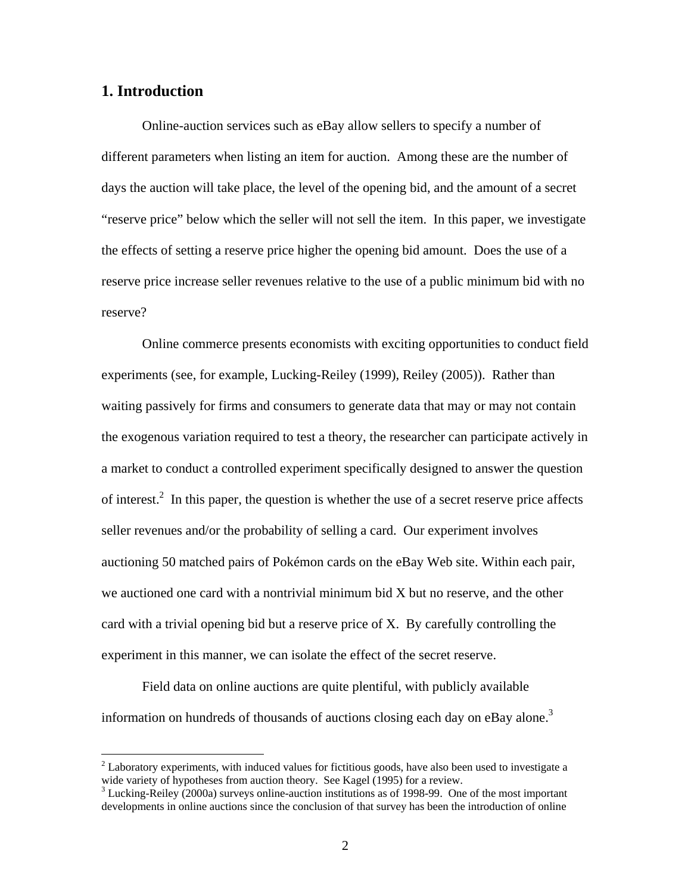## 1. Introduction

Online-auction services such as eBay allow sellers to specify a number of different parameters when listing an item for auction. Among these are the number of days the auction will take place, the level of the opening bid, and the amount of a secret "reserve price" below which the seller will not sell the item. In this paper, we investigate the effects of setting a reserve price higher the opening bid amount. Does the use of a reserve price increase seller revenues relative to the use of a public minimum bid with no reserve?

Online commerce presents economists with exciting opportunities to conduct field experiments (see, for example, Lucking-Reiley (1999), Reiley (2005)). Rather than waiting passively for firms and consumers to generate data that may or may not contain the exogenous variation required to test a theory, the researcher can participate actively in a market to conduct a controlled experiment specifically designed to answer the question of interest.[2] In this paper, the question is whether the use of a secret reserve price affects seller revenues and/or the probability of selling a card. Our experiment involves auctioning 50 matched pairs of Pokémon cards on the eBay Web site. Within each pair, we auctioned one card with a nontrivial minimum bid X but no reserve, and the other card with a trivial opening bid but a reserve price of X. By carefully controlling the experiment in this manner, we can isolate the effect of the secret reserve.

Field data on online auctions are quite plentiful, with publicly available information on hundreds of thousands of auctions closing each day on eBay alone.[3]

[2] Laboratory experiments, with induced values for fictitious goods, have also been used to investigate a wide variety of hypotheses from auction theory. See Kagel (1995) for a review.

[3] Lucking-Reiley (2000a) surveys online-auction institutions as of 1998-99. One of the most important developments in online auctions since the conclusion of that survey has been the introduction of online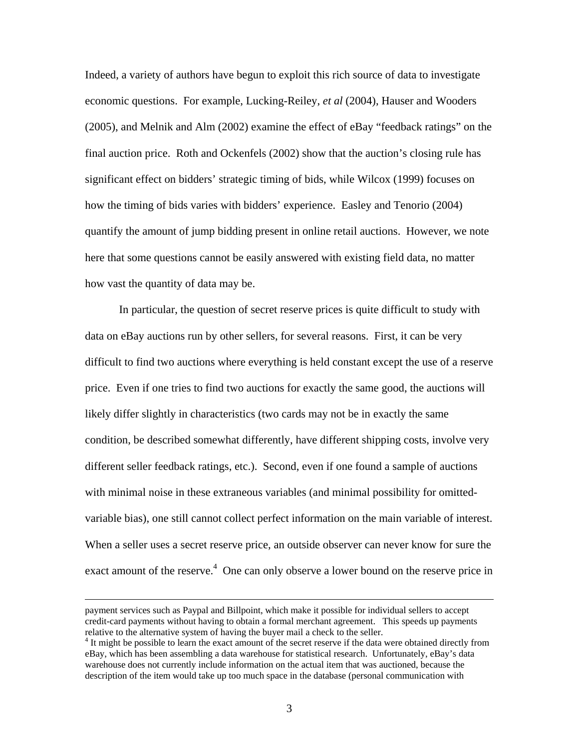Indeed, a variety of authors have begun to exploit this rich source of data to investigate economic questions. For example, Lucking-Reiley, *et al* (2004), Hauser and Wooders (2005), and Melnik and Alm (2002) examine the effect of eBay "feedback ratings" on the final auction price. Roth and Ockenfels (2002) show that the auction's closing rule has significant effect on bidders' strategic timing of bids, while Wilcox (1999) focuses on how the timing of bids varies with bidders' experience. Easley and Tenorio (2004) quantify the amount of jump bidding present in online retail auctions. However, we note here that some questions cannot be easily answered with existing field data, no matter how vast the quantity of data may be.

In particular, the question of secret reserve prices is quite difficult to study with data on eBay auctions run by other sellers, for several reasons. First, it can be very difficult to find two auctions where everything is held constant except the use of a reserve price. Even if one tries to find two auctions for exactly the same good, the auctions will likely differ slightly in characteristics (two cards may not be in exactly the same condition, be described somewhat differently, have different shipping costs, involve very different seller feedback ratings, etc.). Second, even if one found a sample of auctions with minimal noise in these extraneous variables (and minimal possibility for omitted-variable bias), one still cannot collect perfect information on the main variable of interest. When a seller uses a secret reserve price, an outside observer can never know for sure the exact amount of the reserve.[4] One can only observe a lower bound on the reserve price in

---

payment services such as Paypal and Billpoint, which make it possible for individual sellers to accept credit-card payments without having to obtain a formal merchant agreement. This speeds up payments relative to the alternative system of having the buyer mail a check to the seller.

[4] It might be possible to learn the exact amount of the secret reserve if the data were obtained directly from eBay, which has been assembling a data warehouse for statistical research. Unfortunately, eBay's data warehouse does not currently include information on the actual item that was auctioned, because the description of the item would take up too much space in the database (personal communication with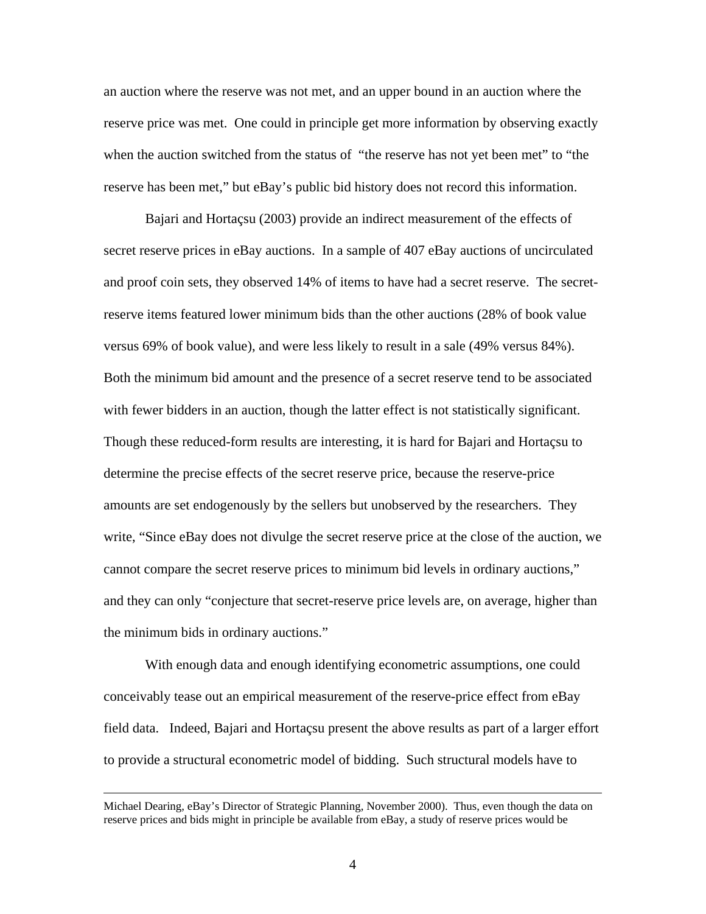an auction where the reserve was not met, and an upper bound in an auction where the reserve price was met. One could in principle get more information by observing exactly when the auction switched from the status of "the reserve has not yet been met" to "the reserve has been met," but eBay's public bid history does not record this information.

Bajari and Hortaçsu (2003) provide an indirect measurement of the effects of secret reserve prices in eBay auctions. In a sample of 407 eBay auctions of uncirculated and proof coin sets, they observed 14% of items to have had a secret reserve. The secret-reserve items featured lower minimum bids than the other auctions (28% of book value versus 69% of book value), and were less likely to result in a sale (49% versus 84%). Both the minimum bid amount and the presence of a secret reserve tend to be associated with fewer bidders in an auction, though the latter effect is not statistically significant. Though these reduced-form results are interesting, it is hard for Bajari and Hortaçsu to determine the precise effects of the secret reserve price, because the reserve-price amounts are set endogenously by the sellers but unobserved by the researchers. They write, "Since eBay does not divulge the secret reserve price at the close of the auction, we cannot compare the secret reserve prices to minimum bid levels in ordinary auctions," and they can only "conjecture that secret-reserve price levels are, on average, higher than the minimum bids in ordinary auctions."

With enough data and enough identifying econometric assumptions, one could conceivably tease out an empirical measurement of the reserve-price effect from eBay field data. Indeed, Bajari and Hortaçsu present the above results as part of a larger effort to provide a structural econometric model of bidding. Such structural models have to

---

Michael Dearing, eBay's Director of Strategic Planning, November 2000). Thus, even though the data on reserve prices and bids might in principle be available from eBay, a study of reserve prices would be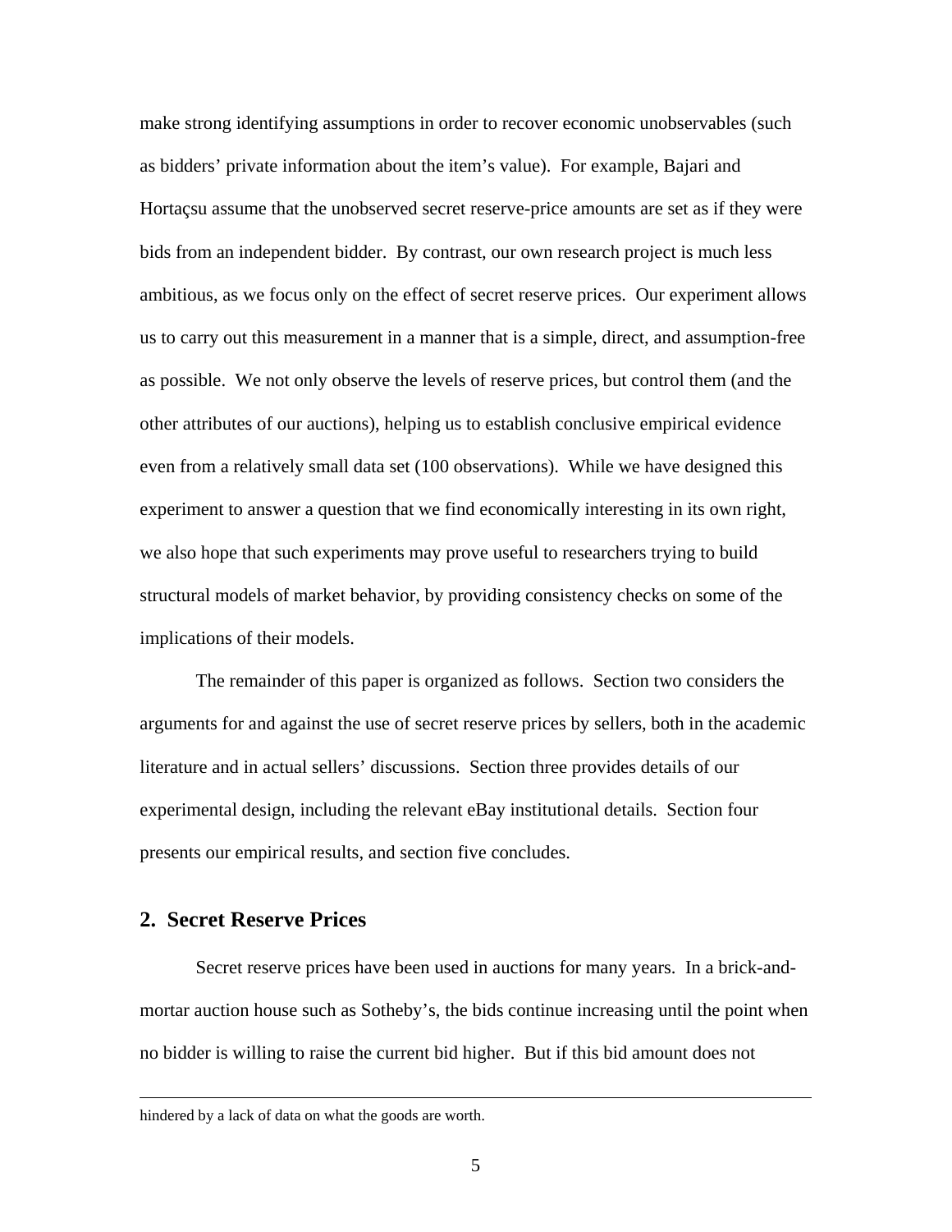make strong identifying assumptions in order to recover economic unobservables (such as bidders' private information about the item's value). For example, Bajari and Hortaçsu assume that the unobserved secret reserve-price amounts are set as if they were bids from an independent bidder. By contrast, our own research project is much less ambitious, as we focus only on the effect of secret reserve prices. Our experiment allows us to carry out this measurement in a manner that is a simple, direct, and assumption-free as possible. We not only observe the levels of reserve prices, but control them (and the other attributes of our auctions), helping us to establish conclusive empirical evidence even from a relatively small data set (100 observations). While we have designed this experiment to answer a question that we find economically interesting in its own right, we also hope that such experiments may prove useful to researchers trying to build structural models of market behavior, by providing consistency checks on some of the implications of their models.

The remainder of this paper is organized as follows. Section two considers the arguments for and against the use of secret reserve prices by sellers, both in the academic literature and in actual sellers' discussions. Section three provides details of our experimental design, including the relevant eBay institutional details. Section four presents our empirical results, and section five concludes.

## 2. Secret Reserve Prices

Secret reserve prices have been used in auctions for many years. In a brick-and-mortar auction house such as Sotheby's, the bids continue increasing until the point when no bidder is willing to raise the current bid higher. But if this bid amount does not

---

hindered by a lack of data on what the goods are worth.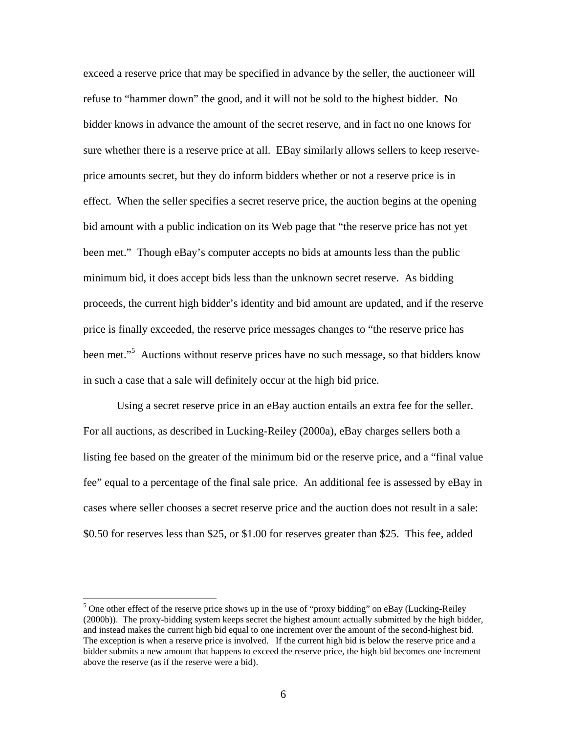exceed a reserve price that may be specified in advance by the seller, the auctioneer will refuse to "hammer down" the good, and it will not be sold to the highest bidder. No bidder knows in advance the amount of the secret reserve, and in fact no one knows for sure whether there is a reserve price at all. EBay similarly allows sellers to keep reserve-price amounts secret, but they do inform bidders whether or not a reserve price is in effect. When the seller specifies a secret reserve price, the auction begins at the opening bid amount with a public indication on its Web page that "the reserve price has not yet been met." Though eBay's computer accepts no bids at amounts less than the public minimum bid, it does accept bids less than the unknown secret reserve. As bidding proceeds, the current high bidder's identity and bid amount are updated, and if the reserve price is finally exceeded, the reserve price messages changes to "the reserve price has been met."[5] Auctions without reserve prices have no such message, so that bidders know in such a case that a sale will definitely occur at the high bid price.

Using a secret reserve price in an eBay auction entails an extra fee for the seller. For all auctions, as described in Lucking-Reiley (2000a), eBay charges sellers both a listing fee based on the greater of the minimum bid or the reserve price, and a "final value fee" equal to a percentage of the final sale price. An additional fee is assessed by eBay in cases where seller chooses a secret reserve price and the auction does not result in a sale: \$0.50 for reserves less than \$25, or \$1.00 for reserves greater than \$25. This fee, added

---

[5] One other effect of the reserve price shows up in the use of "proxy bidding" on eBay (Lucking-Reiley (2000b)). The proxy-bidding system keeps secret the highest amount actually submitted by the high bidder, and instead makes the current high bid equal to one increment over the amount of the second-highest bid. The exception is when a reserve price is involved. If the current high bid is below the reserve price and a bidder submits a new amount that happens to exceed the reserve price, the high bid becomes one increment above the reserve (as if the reserve were a bid).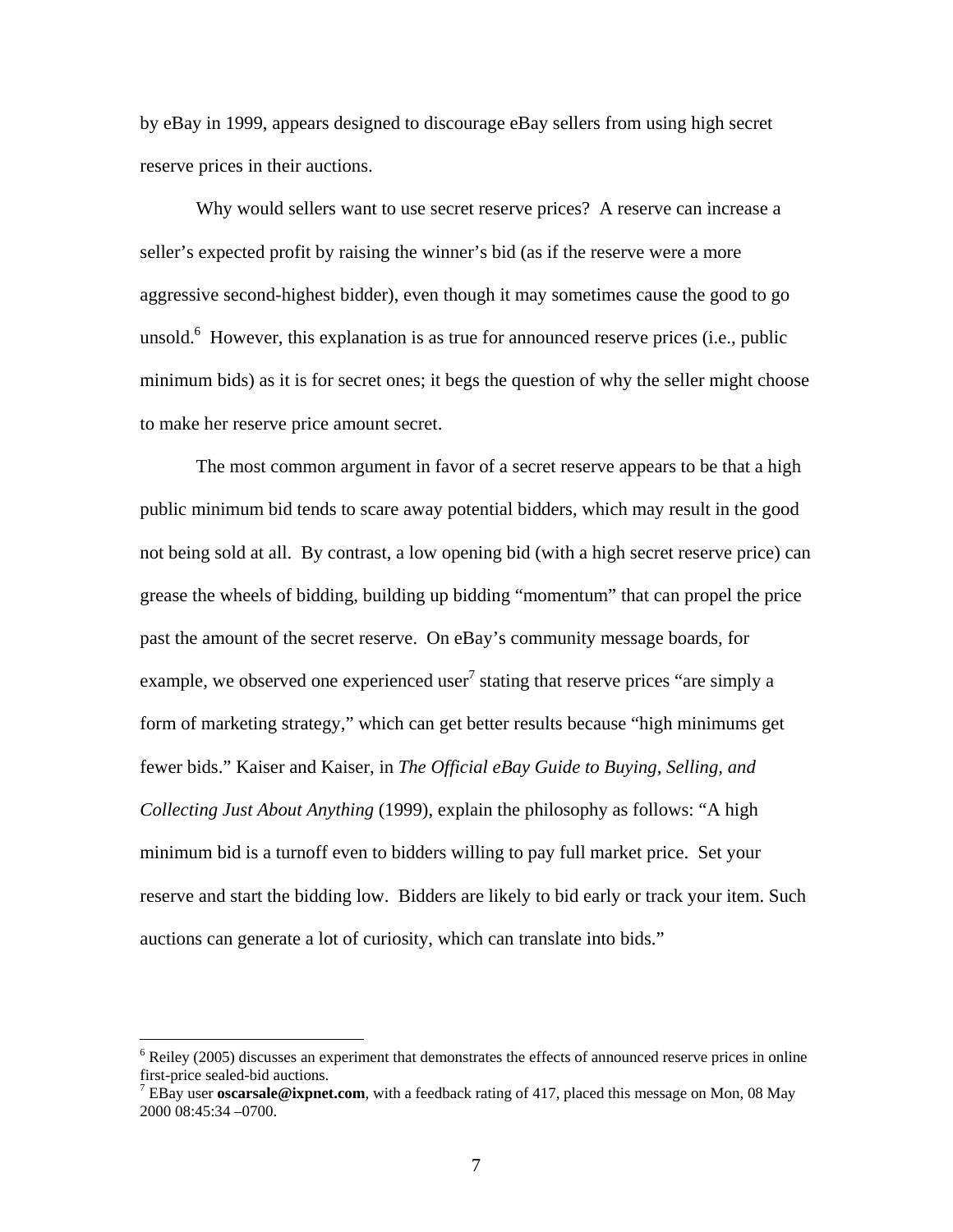by eBay in 1999, appears designed to discourage eBay sellers from using high secret reserve prices in their auctions.

Why would sellers want to use secret reserve prices? A reserve can increase a seller's expected profit by raising the winner's bid (as if the reserve were a more aggressive second-highest bidder), even though it may sometimes cause the good to go unsold.[6] However, this explanation is as true for announced reserve prices (i.e., public minimum bids) as it is for secret ones; it begs the question of why the seller might choose to make her reserve price amount secret.

The most common argument in favor of a secret reserve appears to be that a high public minimum bid tends to scare away potential bidders, which may result in the good not being sold at all. By contrast, a low opening bid (with a high secret reserve price) can grease the wheels of bidding, building up bidding "momentum" that can propel the price past the amount of the secret reserve. On eBay's community message boards, for example, we observed one experienced user[7] stating that reserve prices "are simply a form of marketing strategy," which can get better results because "high minimums get fewer bids." Kaiser and Kaiser, in *The Official eBay Guide to Buying, Selling, and Collecting Just About Anything* (1999), explain the philosophy as follows: "A high minimum bid is a turnoff even to bidders willing to pay full market price. Set your reserve and start the bidding low. Bidders are likely to bid early or track your item. Such auctions can generate a lot of curiosity, which can translate into bids."

---

[6] Reiley (2005) discusses an experiment that demonstrates the effects of announced reserve prices in online first-price sealed-bid auctions.

[7] EBay user **oscarsale@ixpnet.com**, with a feedback rating of 417, placed this message on Mon, 08 May 2000 08:45:34 –0700.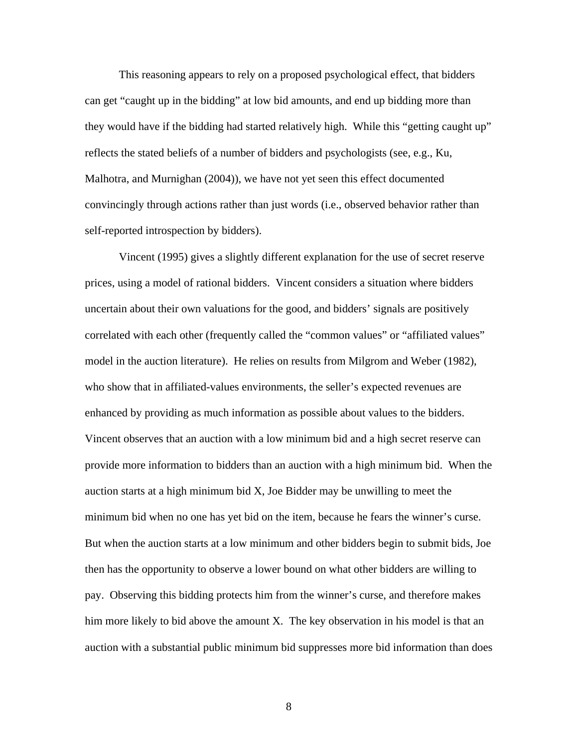This reasoning appears to rely on a proposed psychological effect, that bidders can get "caught up in the bidding" at low bid amounts, and end up bidding more than they would have if the bidding had started relatively high. While this "getting caught up" reflects the stated beliefs of a number of bidders and psychologists (see, e.g., Ku, Malhotra, and Murnighan (2004)), we have not yet seen this effect documented convincingly through actions rather than just words (i.e., observed behavior rather than self-reported introspection by bidders).

Vincent (1995) gives a slightly different explanation for the use of secret reserve prices, using a model of rational bidders. Vincent considers a situation where bidders uncertain about their own valuations for the good, and bidders' signals are positively correlated with each other (frequently called the "common values" or "affiliated values" model in the auction literature). He relies on results from Milgrom and Weber (1982), who show that in affiliated-values environments, the seller's expected revenues are enhanced by providing as much information as possible about values to the bidders. Vincent observes that an auction with a low minimum bid and a high secret reserve can provide more information to bidders than an auction with a high minimum bid. When the auction starts at a high minimum bid X, Joe Bidder may be unwilling to meet the minimum bid when no one has yet bid on the item, because he fears the winner's curse. But when the auction starts at a low minimum and other bidders begin to submit bids, Joe then has the opportunity to observe a lower bound on what other bidders are willing to pay. Observing this bidding protects him from the winner's curse, and therefore makes him more likely to bid above the amount X. The key observation in his model is that an auction with a substantial public minimum bid suppresses more bid information than does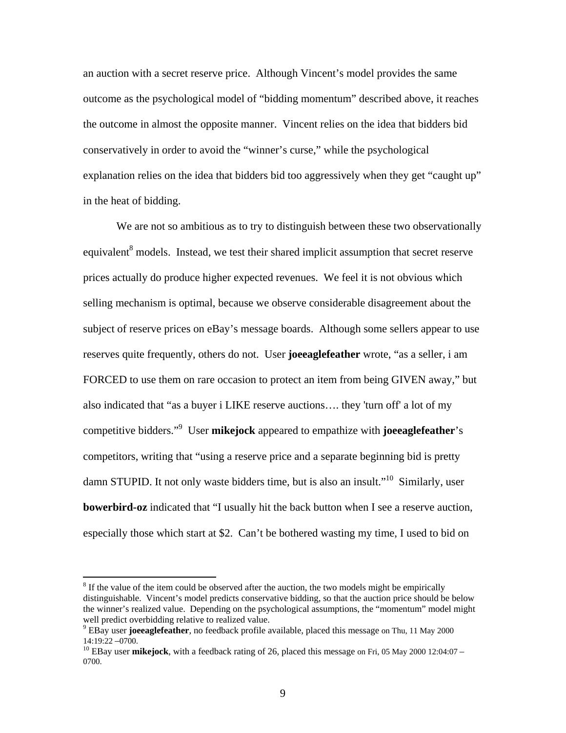an auction with a secret reserve price. Although Vincent's model provides the same outcome as the psychological model of "bidding momentum" described above, it reaches the outcome in almost the opposite manner. Vincent relies on the idea that bidders bid conservatively in order to avoid the "winner's curse," while the psychological explanation relies on the idea that bidders bid too aggressively when they get "caught up" in the heat of bidding.

We are not so ambitious as to try to distinguish between these two observationally equivalent[8] models. Instead, we test their shared implicit assumption that secret reserve prices actually do produce higher expected revenues. We feel it is not obvious which selling mechanism is optimal, because we observe considerable disagreement about the subject of reserve prices on eBay's message boards. Although some sellers appear to use reserves quite frequently, others do not. User **joeeaglefeather** wrote, "as a seller, i am FORCED to use them on rare occasion to protect an item from being GIVEN away," but also indicated that "as a buyer i LIKE reserve auctions…. they 'turn off' a lot of my competitive bidders."[9] User **mikejock** appeared to empathize with **joeeaglefeather**'s competitors, writing that "using a reserve price and a separate beginning bid is pretty damn STUPID. It not only waste bidders time, but is also an insult."[10] Similarly, user **bowerbird-oz** indicated that "I usually hit the back button when I see a reserve auction, especially those which start at $2. Can't be bothered wasting my time, I used to bid on

---

[8] If the value of the item could be observed after the auction, the two models might be empirically distinguishable. Vincent's model predicts conservative bidding, so that the auction price should be below the winner's realized value. Depending on the psychological assumptions, the "momentum" model might well predict overbidding relative to realized value.

[9] EBay user **joeeaglefeather**, no feedback profile available, placed this message on Thu, 11 May 2000 14:19:22 –0700.

[10] EBay user **mikejock**, with a feedback rating of 26, placed this message on Fri, 05 May 2000 12:04:07 –0700.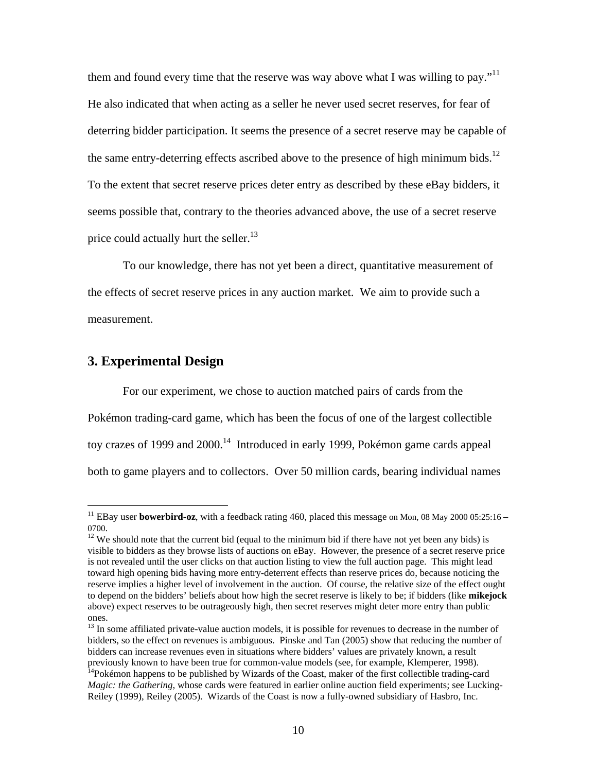them and found every time that the reserve was way above what I was willing to pay."[11] He also indicated that when acting as a seller he never used secret reserves, for fear of deterring bidder participation. It seems the presence of a secret reserve may be capable of the same entry-deterring effects ascribed above to the presence of high minimum bids.[12] To the extent that secret reserve prices deter entry as described by these eBay bidders, it seems possible that, contrary to the theories advanced above, the use of a secret reserve price could actually hurt the seller.[13]

To our knowledge, there has not yet been a direct, quantitative measurement of the effects of secret reserve prices in any auction market. We aim to provide such a measurement.

## 3. Experimental Design

For our experiment, we chose to auction matched pairs of cards from the Pokémon trading-card game, which has been the focus of one of the largest collectible toy crazes of 1999 and 2000.[14] Introduced in early 1999, Pokémon game cards appeal both to game players and to collectors. Over 50 million cards, bearing individual names

---

[11] EBay user **bowerbird-oz**, with a feedback rating 460, placed this message on Mon, 08 May 2000 05:25:16 – 0700.

[12] We should note that the current bid (equal to the minimum bid if there have not yet been any bids) is visible to bidders as they browse lists of auctions on eBay. However, the presence of a secret reserve price is not revealed until the user clicks on that auction listing to view the full auction page. This might lead toward high opening bids having more entry-deterrent effects than reserve prices do, because noticing the reserve implies a higher level of involvement in the auction. Of course, the relative size of the effect ought to depend on the bidders' beliefs about how high the secret reserve is likely to be; if bidders (like **mikejock** above) expect reserves to be outrageously high, then secret reserves might deter more entry than public ones.

[13] In some affiliated private-value auction models, it is possible for revenues to decrease in the number of bidders, so the effect on revenues is ambiguous. Pinske and Tan (2005) show that reducing the number of bidders can increase revenues even in situations where bidders' values are privately known, a result previously known to have been true for common-value models (see, for example, Klemperer, 1998).

[14] Pokémon happens to be published by Wizards of the Coast, maker of the first collectible trading-card *Magic: the Gathering*, whose cards were featured in earlier online auction field experiments; see Lucking-Reiley (1999), Reiley (2005). Wizards of the Coast is now a fully-owned subsidiary of Hasbro, Inc.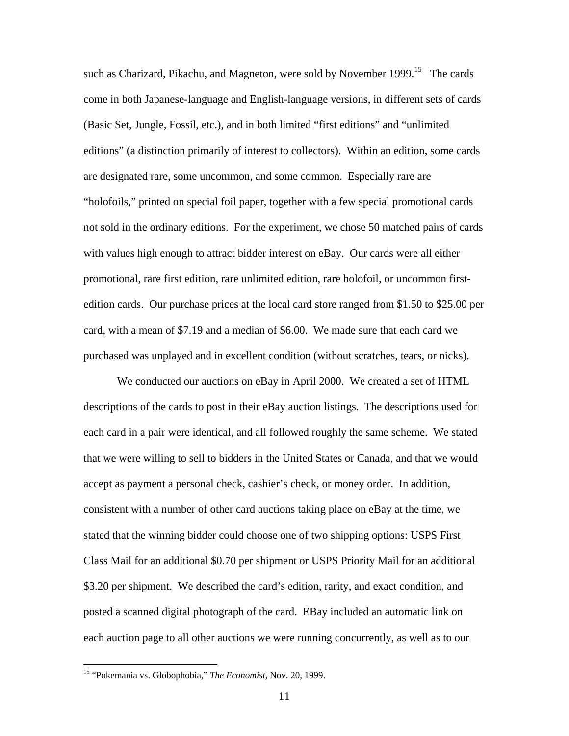such as Charizard, Pikachu, and Magneton, were sold by November 1999.[15] The cards come in both Japanese-language and English-language versions, in different sets of cards (Basic Set, Jungle, Fossil, etc.), and in both limited "first editions" and "unlimited editions" (a distinction primarily of interest to collectors). Within an edition, some cards are designated rare, some uncommon, and some common. Especially rare are "holofoils," printed on special foil paper, together with a few special promotional cards not sold in the ordinary editions. For the experiment, we chose 50 matched pairs of cards with values high enough to attract bidder interest on eBay. Our cards were all either promotional, rare first edition, rare unlimited edition, rare holofoil, or uncommon first-edition cards. Our purchase prices at the local card store ranged from $1.50 to $25.00 per card, with a mean of $7.19 and a median of $6.00. We made sure that each card we purchased was unplayed and in excellent condition (without scratches, tears, or nicks).

We conducted our auctions on eBay in April 2000. We created a set of HTML descriptions of the cards to post in their eBay auction listings. The descriptions used for each card in a pair were identical, and all followed roughly the same scheme. We stated that we were willing to sell to bidders in the United States or Canada, and that we would accept as payment a personal check, cashier's check, or money order. In addition, consistent with a number of other card auctions taking place on eBay at the time, we stated that the winning bidder could choose one of two shipping options: USPS First Class Mail for an additional $0.70 per shipment or USPS Priority Mail for an additional $3.20 per shipment. We described the card's edition, rarity, and exact condition, and posted a scanned digital photograph of the card. EBay included an automatic link on each auction page to all other auctions we were running concurrently, as well as to our

[15] "Pokemania vs. Globophobia," *The Economist*, Nov. 20, 1999.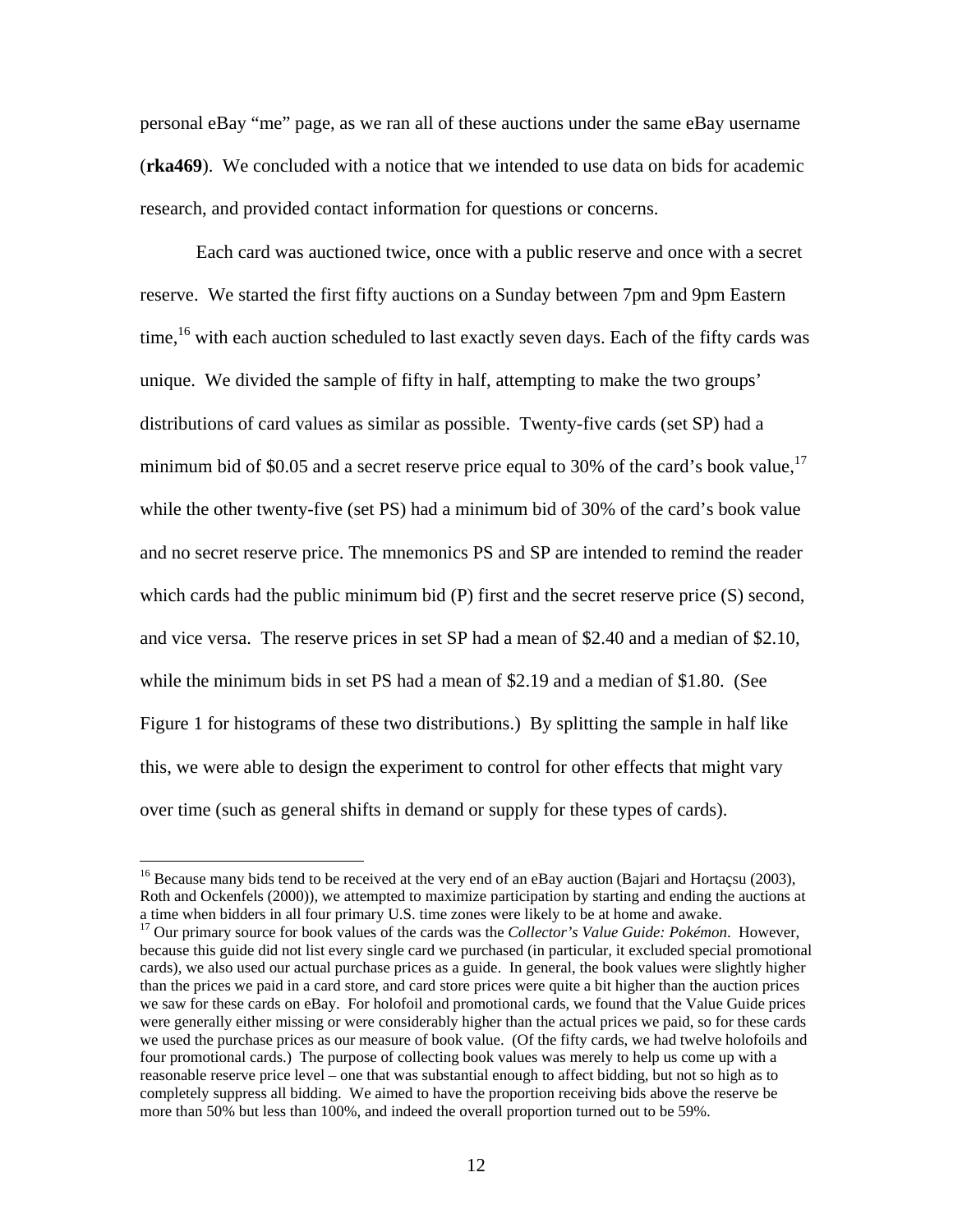personal eBay "me" page, as we ran all of these auctions under the same eBay username (**rka469**). We concluded with a notice that we intended to use data on bids for academic research, and provided contact information for questions or concerns.

Each card was auctioned twice, once with a public reserve and once with a secret reserve. We started the first fifty auctions on a Sunday between 7pm and 9pm Eastern time,[16] with each auction scheduled to last exactly seven days. Each of the fifty cards was unique. We divided the sample of fifty in half, attempting to make the two groups' distributions of card values as similar as possible. Twenty-five cards (set SP) had a minimum bid of $0.05 and a secret reserve price equal to 30% of the card's book value,[17] while the other twenty-five (set PS) had a minimum bid of 30% of the card's book value and no secret reserve price. The mnemonics PS and SP are intended to remind the reader which cards had the public minimum bid (P) first and the secret reserve price (S) second, and vice versa. The reserve prices in set SP had a mean of $2.40 and a median of $2.10, while the minimum bids in set PS had a mean of $2.19 and a median of $1.80. (See Figure 1 for histograms of these two distributions.) By splitting the sample in half like this, we were able to design the experiment to control for other effects that might vary over time (such as general shifts in demand or supply for these types of cards).

---

[16] Because many bids tend to be received at the very end of an eBay auction (Bajari and Hortaçsu (2003), Roth and Ockenfels (2000)), we attempted to maximize participation by starting and ending the auctions at a time when bidders in all four primary U.S. time zones were likely to be at home and awake.

[17] Our primary source for book values of the cards was the *Collector's Value Guide: Pokémon*. However, because this guide did not list every single card we purchased (in particular, it excluded special promotional cards), we also used our actual purchase prices as a guide. In general, the book values were slightly higher than the prices we paid in a card store, and card store prices were quite a bit higher than the auction prices we saw for these cards on eBay. For holofoil and promotional cards, we found that the Value Guide prices were generally either missing or were considerably higher than the actual prices we paid, so for these cards we used the purchase prices as our measure of book value. (Of the fifty cards, we had twelve holofoils and four promotional cards.) The purpose of collecting book values was merely to help us come up with a reasonable reserve price level – one that was substantial enough to affect bidding, but not so high as to completely suppress all bidding. We aimed to have the proportion receiving bids above the reserve be more than 50% but less than 100%, and indeed the overall proportion turned out to be 59%.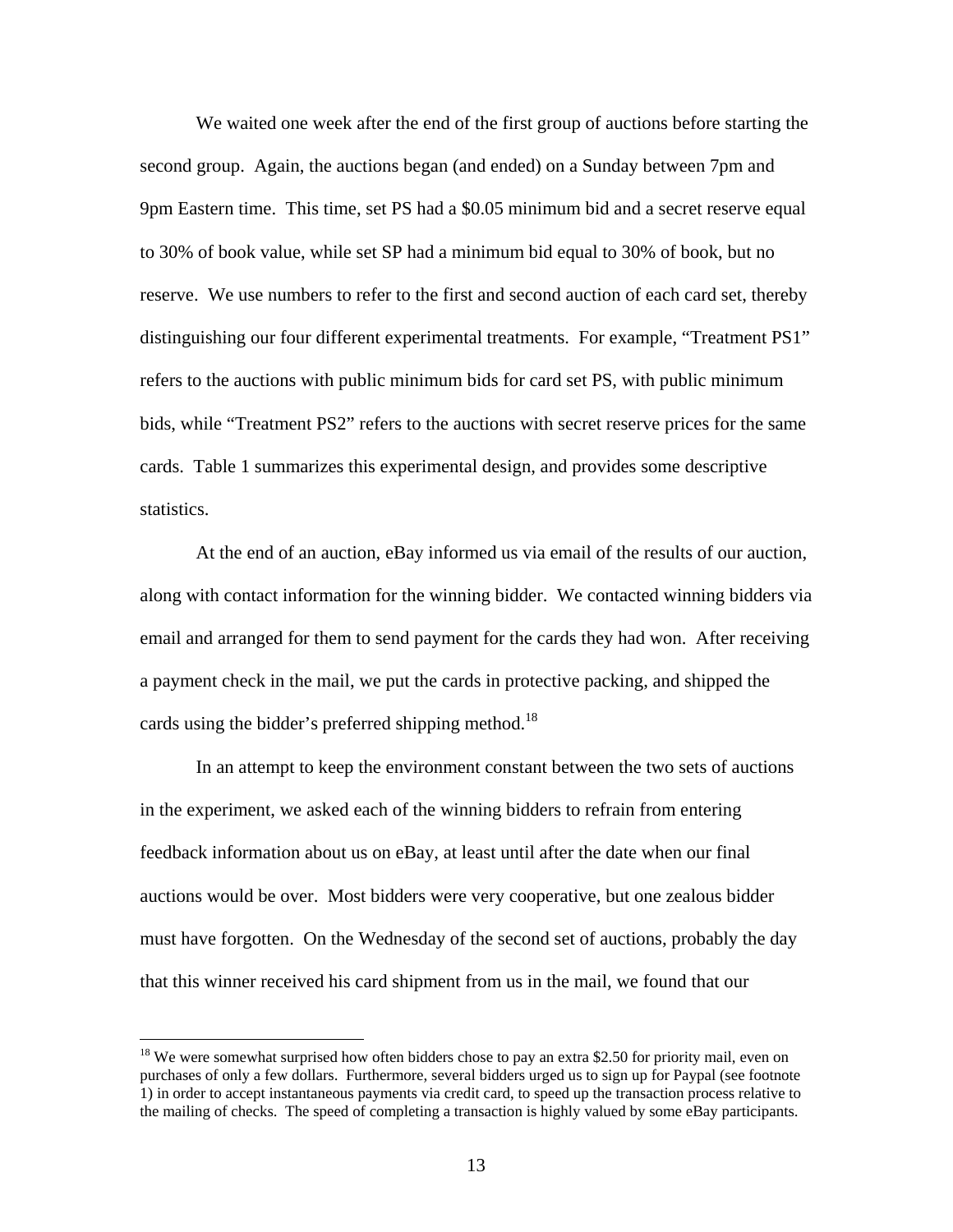We waited one week after the end of the first group of auctions before starting the second group. Again, the auctions began (and ended) on a Sunday between 7pm and 9pm Eastern time. This time, set PS had a $0.05 minimum bid and a secret reserve equal to 30% of book value, while set SP had a minimum bid equal to 30% of book, but no reserve. We use numbers to refer to the first and second auction of each card set, thereby distinguishing our four different experimental treatments. For example, "Treatment PS1" refers to the auctions with public minimum bids for card set PS, with public minimum bids, while "Treatment PS2" refers to the auctions with secret reserve prices for the same cards. Table 1 summarizes this experimental design, and provides some descriptive statistics.

At the end of an auction, eBay informed us via email of the results of our auction, along with contact information for the winning bidder. We contacted winning bidders via email and arranged for them to send payment for the cards they had won. After receiving a payment check in the mail, we put the cards in protective packing, and shipped the cards using the bidder's preferred shipping method.[18]

In an attempt to keep the environment constant between the two sets of auctions in the experiment, we asked each of the winning bidders to refrain from entering feedback information about us on eBay, at least until after the date when our final auctions would be over. Most bidders were very cooperative, but one zealous bidder must have forgotten. On the Wednesday of the second set of auctions, probably the day that this winner received his card shipment from us in the mail, we found that our

[18] We were somewhat surprised how often bidders chose to pay an extra $2.50 for priority mail, even on purchases of only a few dollars. Furthermore, several bidders urged us to sign up for Paypal (see footnote 1) in order to accept instantaneous payments via credit card, to speed up the transaction process relative to the mailing of checks. The speed of completing a transaction is highly valued by some eBay participants.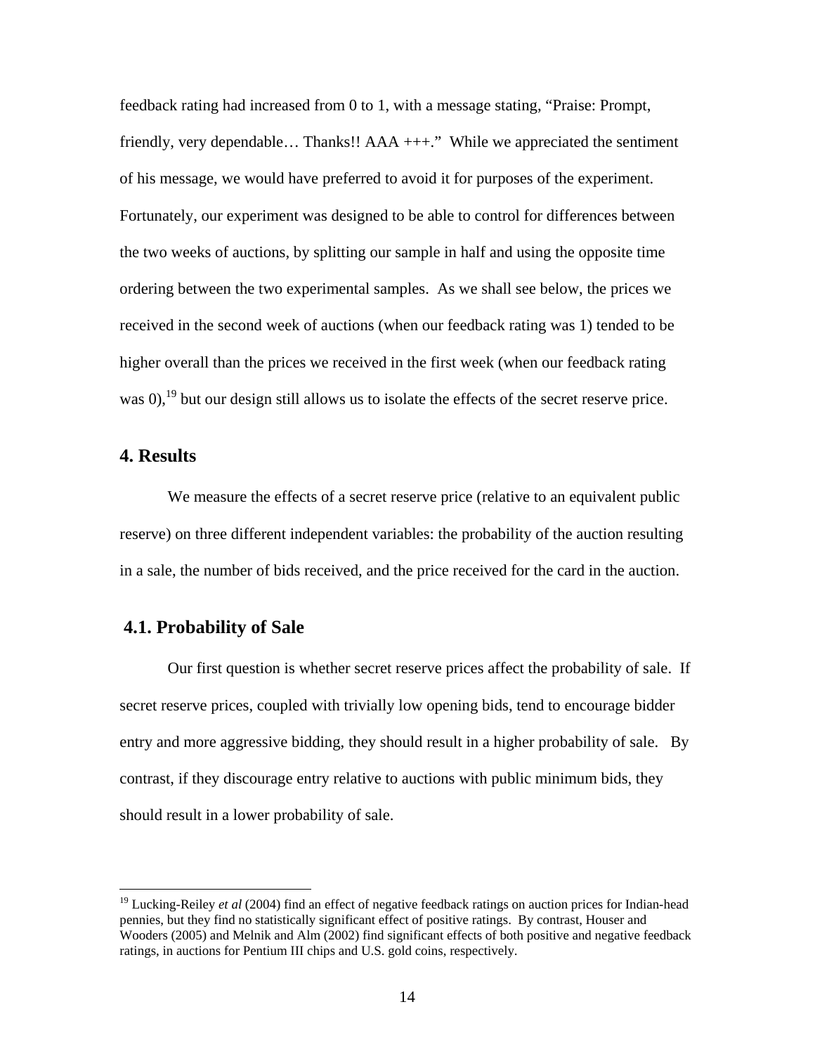feedback rating had increased from 0 to 1, with a message stating, "Praise: Prompt, friendly, very dependable… Thanks!! AAA +++." While we appreciated the sentiment of his message, we would have preferred to avoid it for purposes of the experiment. Fortunately, our experiment was designed to be able to control for differences between the two weeks of auctions, by splitting our sample in half and using the opposite time ordering between the two experimental samples. As we shall see below, the prices we received in the second week of auctions (when our feedback rating was 1) tended to be higher overall than the prices we received in the first week (when our feedback rating was 0),[19] but our design still allows us to isolate the effects of the secret reserve price.

## 4. Results

We measure the effects of a secret reserve price (relative to an equivalent public reserve) on three different independent variables: the probability of the auction resulting in a sale, the number of bids received, and the price received for the card in the auction.

### 4.1. Probability of Sale

Our first question is whether secret reserve prices affect the probability of sale. If secret reserve prices, coupled with trivially low opening bids, tend to encourage bidder entry and more aggressive bidding, they should result in a higher probability of sale. By contrast, if they discourage entry relative to auctions with public minimum bids, they should result in a lower probability of sale.

---

[19] Lucking-Reiley *et al* (2004) find an effect of negative feedback ratings on auction prices for Indian-head pennies, but they find no statistically significant effect of positive ratings. By contrast, Houser and Wooders (2005) and Melnik and Alm (2002) find significant effects of both positive and negative feedback ratings, in auctions for Pentium III chips and U.S. gold coins, respectively.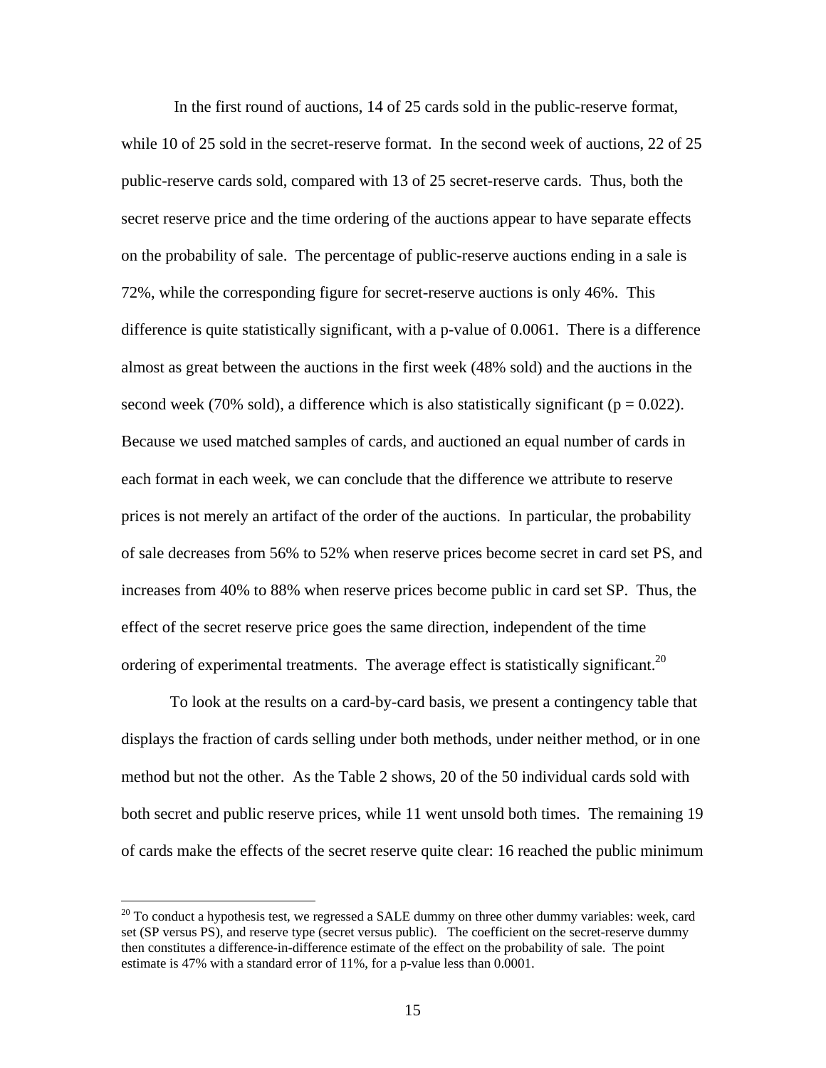In the first round of auctions, 14 of 25 cards sold in the public-reserve format, while 10 of 25 sold in the secret-reserve format. In the second week of auctions, 22 of 25 public-reserve cards sold, compared with 13 of 25 secret-reserve cards. Thus, both the secret reserve price and the time ordering of the auctions appear to have separate effects on the probability of sale. The percentage of public-reserve auctions ending in a sale is 72%, while the corresponding figure for secret-reserve auctions is only 46%. This difference is quite statistically significant, with a p-value of 0.0061. There is a difference almost as great between the auctions in the first week (48% sold) and the auctions in the second week (70% sold), a difference which is also statistically significant ($p = 0.022$). Because we used matched samples of cards, and auctioned an equal number of cards in each format in each week, we can conclude that the difference we attribute to reserve prices is not merely an artifact of the order of the auctions. In particular, the probability of sale decreases from 56% to 52% when reserve prices become secret in card set PS, and increases from 40% to 88% when reserve prices become public in card set SP. Thus, the effect of the secret reserve price goes the same direction, independent of the time ordering of experimental treatments. The average effect is statistically significant.[20]

To look at the results on a card-by-card basis, we present a contingency table that displays the fraction of cards selling under both methods, under neither method, or in one method but not the other. As the Table 2 shows, 20 of the 50 individual cards sold with both secret and public reserve prices, while 11 went unsold both times. The remaining 19 of cards make the effects of the secret reserve quite clear: 16 reached the public minimum

[20] To conduct a hypothesis test, we regressed a SALE dummy on three other dummy variables: week, card set (SP versus PS), and reserve type (secret versus public). The coefficient on the secret-reserve dummy then constitutes a difference-in-difference estimate of the effect on the probability of sale. The point estimate is 47% with a standard error of 11%, for a p-value less than 0.0001.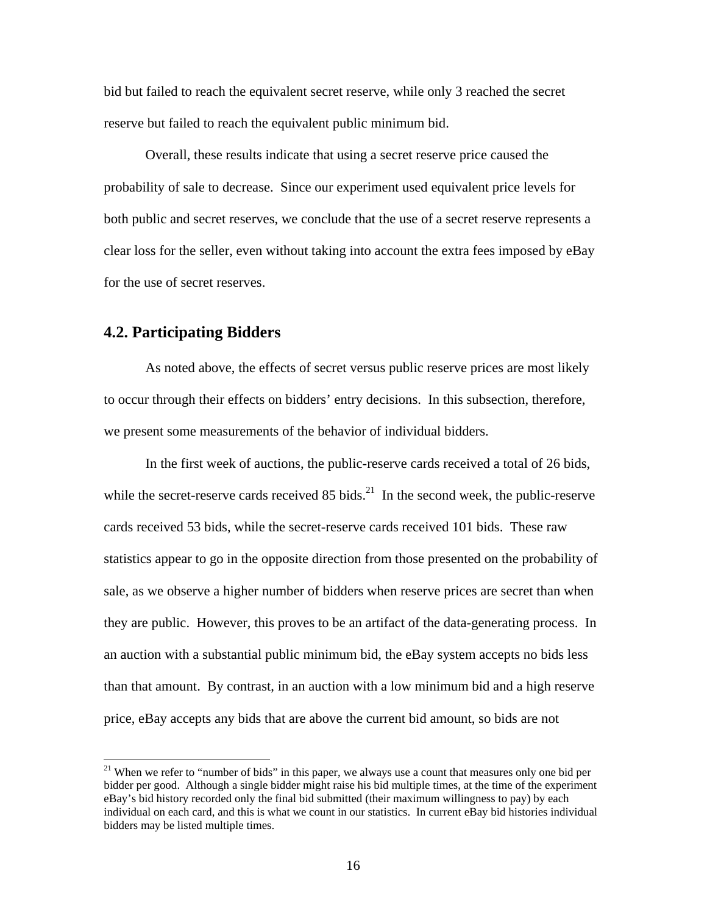bid but failed to reach the equivalent secret reserve, while only 3 reached the secret reserve but failed to reach the equivalent public minimum bid.

Overall, these results indicate that using a secret reserve price caused the probability of sale to decrease. Since our experiment used equivalent price levels for both public and secret reserves, we conclude that the use of a secret reserve represents a clear loss for the seller, even without taking into account the extra fees imposed by eBay for the use of secret reserves.

## 4.2. Participating Bidders

As noted above, the effects of secret versus public reserve prices are most likely to occur through their effects on bidders' entry decisions. In this subsection, therefore, we present some measurements of the behavior of individual bidders.

In the first week of auctions, the public-reserve cards received a total of 26 bids, while the secret-reserve cards received 85 bids.[21] In the second week, the public-reserve cards received 53 bids, while the secret-reserve cards received 101 bids. These raw statistics appear to go in the opposite direction from those presented on the probability of sale, as we observe a higher number of bidders when reserve prices are secret than when they are public. However, this proves to be an artifact of the data-generating process. In an auction with a substantial public minimum bid, the eBay system accepts no bids less than that amount. By contrast, in an auction with a low minimum bid and a high reserve price, eBay accepts any bids that are above the current bid amount, so bids are not

[21] When we refer to "number of bids" in this paper, we always use a count that measures only one bid per bidder per good. Although a single bidder might raise his bid multiple times, at the time of the experiment eBay's bid history recorded only the final bid submitted (their maximum willingness to pay) by each individual on each card, and this is what we count in our statistics. In current eBay bid histories individual bidders may be listed multiple times.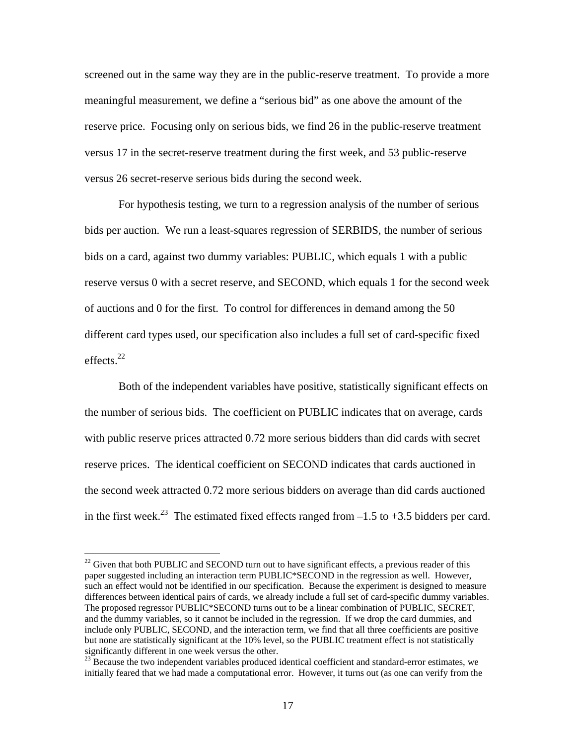screened out in the same way they are in the public-reserve treatment. To provide a more meaningful measurement, we define a "serious bid" as one above the amount of the reserve price. Focusing only on serious bids, we find 26 in the public-reserve treatment versus 17 in the secret-reserve treatment during the first week, and 53 public-reserve versus 26 secret-reserve serious bids during the second week.

For hypothesis testing, we turn to a regression analysis of the number of serious bids per auction. We run a least-squares regression of SERBIDS, the number of serious bids on a card, against two dummy variables: PUBLIC, which equals 1 with a public reserve versus 0 with a secret reserve, and SECOND, which equals 1 for the second week of auctions and 0 for the first. To control for differences in demand among the 50 different card types used, our specification also includes a full set of card-specific fixed effects.[22]

Both of the independent variables have positive, statistically significant effects on the number of serious bids. The coefficient on PUBLIC indicates that on average, cards with public reserve prices attracted 0.72 more serious bidders than did cards with secret reserve prices. The identical coefficient on SECOND indicates that cards auctioned in the second week attracted 0.72 more serious bidders on average than did cards auctioned in the first week.[23] The estimated fixed effects ranged from –1.5 to +3.5 bidders per card.

---

[22] Given that both PUBLIC and SECOND turn out to have significant effects, a previous reader of this paper suggested including an interaction term PUBLIC*SECOND in the regression as well. However, such an effect would not be identified in our specification. Because the experiment is designed to measure differences between identical pairs of cards, we already include a full set of card-specific dummy variables. The proposed regressor PUBLIC*SECOND turns out to be a linear combination of PUBLIC, SECRET, and the dummy variables, so it cannot be included in the regression. If we drop the card dummies, and include only PUBLIC, SECOND, and the interaction term, we find that all three coefficients are positive but none are statistically significant at the 10% level, so the PUBLIC treatment effect is not statistically significantly different in one week versus the other.

[23] Because the two independent variables produced identical coefficient and standard-error estimates, we initially feared that we had made a computational error. However, it turns out (as one can verify from the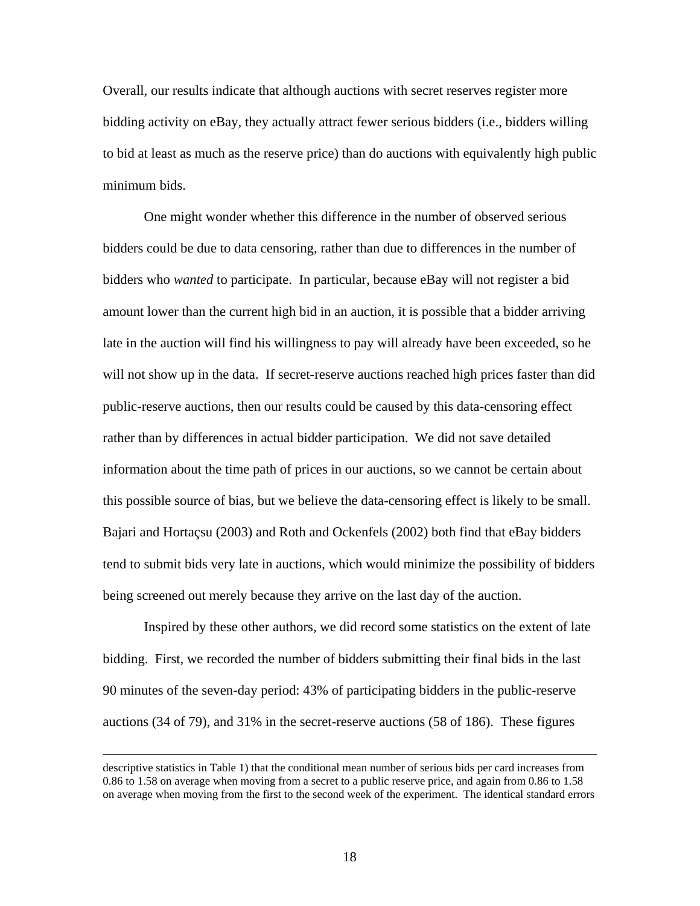Overall, our results indicate that although auctions with secret reserves register more bidding activity on eBay, they actually attract fewer serious bidders (i.e., bidders willing to bid at least as much as the reserve price) than do auctions with equivalently high public minimum bids.

One might wonder whether this difference in the number of observed serious bidders could be due to data censoring, rather than due to differences in the number of bidders who *wanted* to participate. In particular, because eBay will not register a bid amount lower than the current high bid in an auction, it is possible that a bidder arriving late in the auction will find his willingness to pay will already have been exceeded, so he will not show up in the data. If secret-reserve auctions reached high prices faster than did public-reserve auctions, then our results could be caused by this data-censoring effect rather than by differences in actual bidder participation. We did not save detailed information about the time path of prices in our auctions, so we cannot be certain about this possible source of bias, but we believe the data-censoring effect is likely to be small. Bajari and Hortaçsu (2003) and Roth and Ockenfels (2002) both find that eBay bidders tend to submit bids very late in auctions, which would minimize the possibility of bidders being screened out merely because they arrive on the last day of the auction.

Inspired by these other authors, we did record some statistics on the extent of late bidding. First, we recorded the number of bidders submitting their final bids in the last 90 minutes of the seven-day period: 43% of participating bidders in the public-reserve auctions (34 of 79), and 31% in the secret-reserve auctions (58 of 186). These figures

---

descriptive statistics in Table 1) that the conditional mean number of serious bids per card increases from 0.86 to 1.58 on average when moving from a secret to a public reserve price, and again from 0.86 to 1.58 on average when moving from the first to the second week of the experiment. The identical standard errors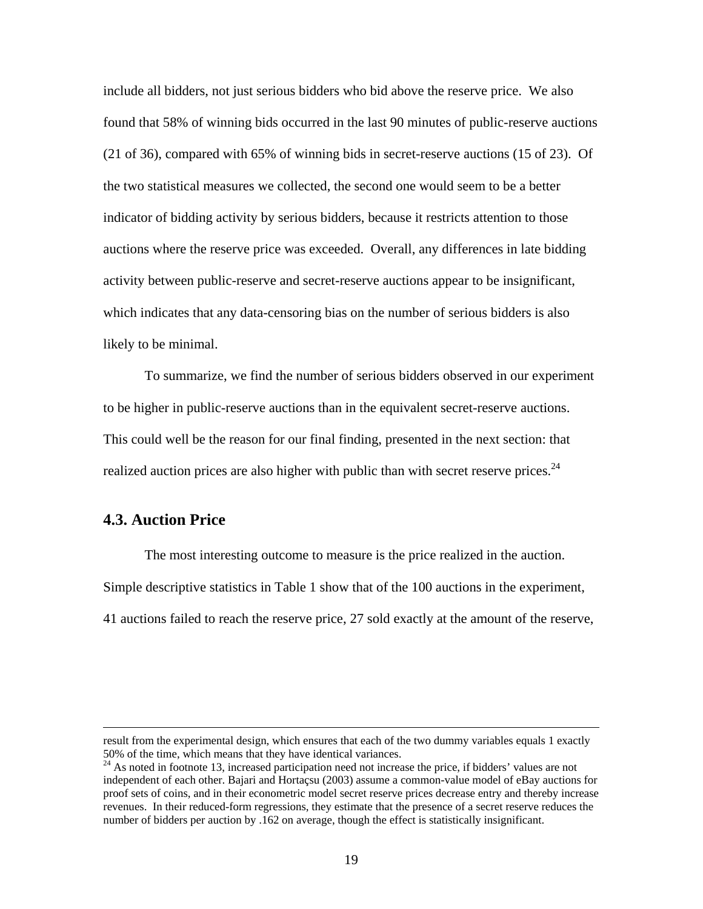include all bidders, not just serious bidders who bid above the reserve price. We also found that 58% of winning bids occurred in the last 90 minutes of public-reserve auctions (21 of 36), compared with 65% of winning bids in secret-reserve auctions (15 of 23). Of the two statistical measures we collected, the second one would seem to be a better indicator of bidding activity by serious bidders, because it restricts attention to those auctions where the reserve price was exceeded. Overall, any differences in late bidding activity between public-reserve and secret-reserve auctions appear to be insignificant, which indicates that any data-censoring bias on the number of serious bidders is also likely to be minimal.

To summarize, we find the number of serious bidders observed in our experiment to be higher in public-reserve auctions than in the equivalent secret-reserve auctions. This could well be the reason for our final finding, presented in the next section: that realized auction prices are also higher with public than with secret reserve prices.[24]

### 4.3. Auction Price

The most interesting outcome to measure is the price realized in the auction. Simple descriptive statistics in Table 1 show that of the 100 auctions in the experiment, 41 auctions failed to reach the reserve price, 27 sold exactly at the amount of the reserve,

---

result from the experimental design, which ensures that each of the two dummy variables equals 1 exactly 50% of the time, which means that they have identical variances.

[24] As noted in footnote 13, increased participation need not increase the price, if bidders' values are not independent of each other. Bajari and Hortaçsu (2003) assume a common-value model of eBay auctions for proof sets of coins, and in their econometric model secret reserve prices decrease entry and thereby increase revenues. In their reduced-form regressions, they estimate that the presence of a secret reserve reduces the number of bidders per auction by .162 on average, though the effect is statistically insignificant.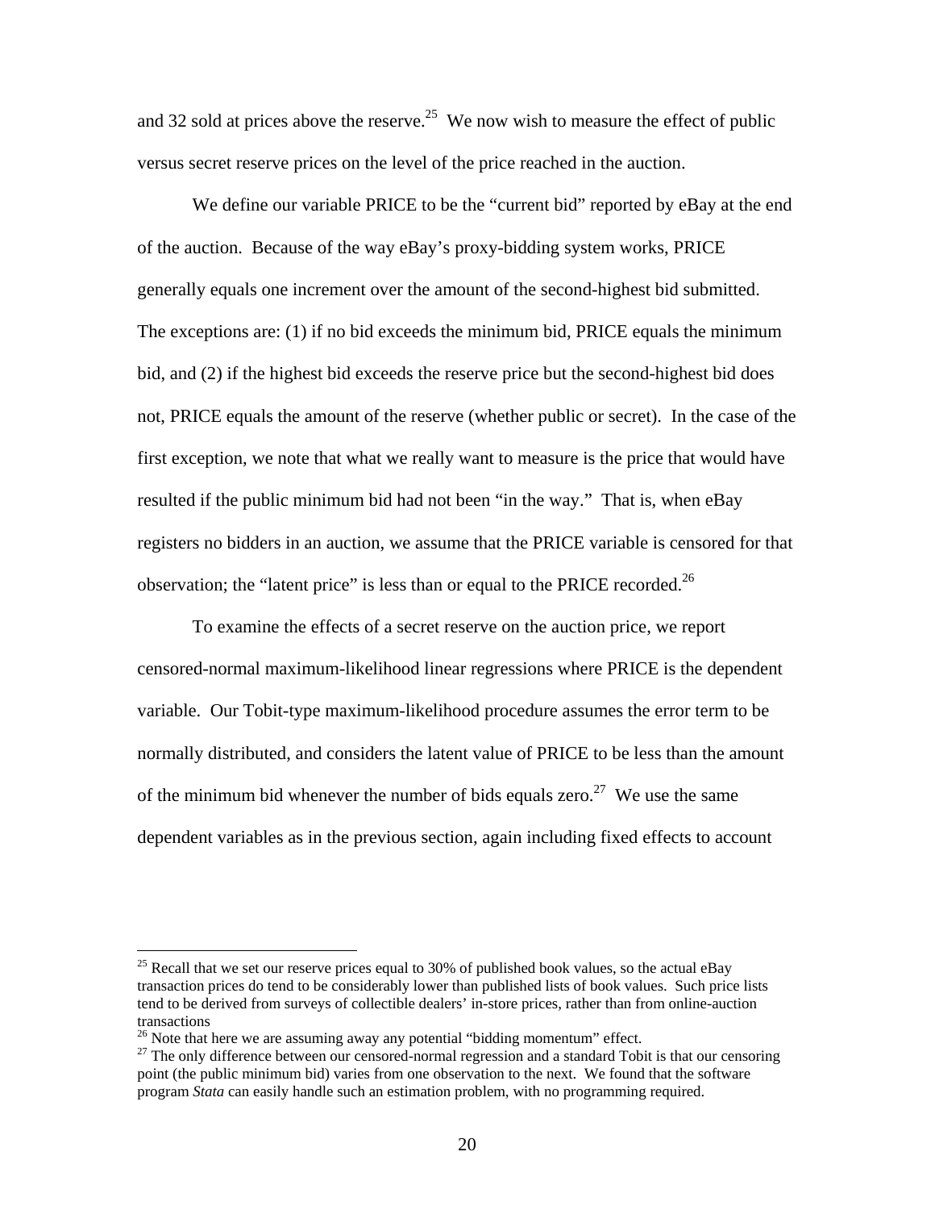and 32 sold at prices above the reserve.[25] We now wish to measure the effect of public versus secret reserve prices on the level of the price reached in the auction.

We define our variable PRICE to be the "current bid" reported by eBay at the end of the auction. Because of the way eBay's proxy-bidding system works, PRICE generally equals one increment over the amount of the second-highest bid submitted. The exceptions are: (1) if no bid exceeds the minimum bid, PRICE equals the minimum bid, and (2) if the highest bid exceeds the reserve price but the second-highest bid does not, PRICE equals the amount of the reserve (whether public or secret). In the case of the first exception, we note that what we really want to measure is the price that would have resulted if the public minimum bid had not been "in the way." That is, when eBay registers no bidders in an auction, we assume that the PRICE variable is censored for that observation; the "latent price" is less than or equal to the PRICE recorded.[26]

To examine the effects of a secret reserve on the auction price, we report censored-normal maximum-likelihood linear regressions where PRICE is the dependent variable. Our Tobit-type maximum-likelihood procedure assumes the error term to be normally distributed, and considers the latent value of PRICE to be less than the amount of the minimum bid whenever the number of bids equals zero.[27] We use the same dependent variables as in the previous section, again including fixed effects to account

---

[25] Recall that we set our reserve prices equal to 30% of published book values, so the actual eBay transaction prices do tend to be considerably lower than published lists of book values. Such price lists tend to be derived from surveys of collectible dealers' in-store prices, rather than from online-auction transactions

[26] Note that here we are assuming away any potential "bidding momentum" effect.

[27] The only difference between our censored-normal regression and a standard Tobit is that our censoring point (the public minimum bid) varies from one observation to the next. We found that the software program *Stata* can easily handle such an estimation problem, with no programming required.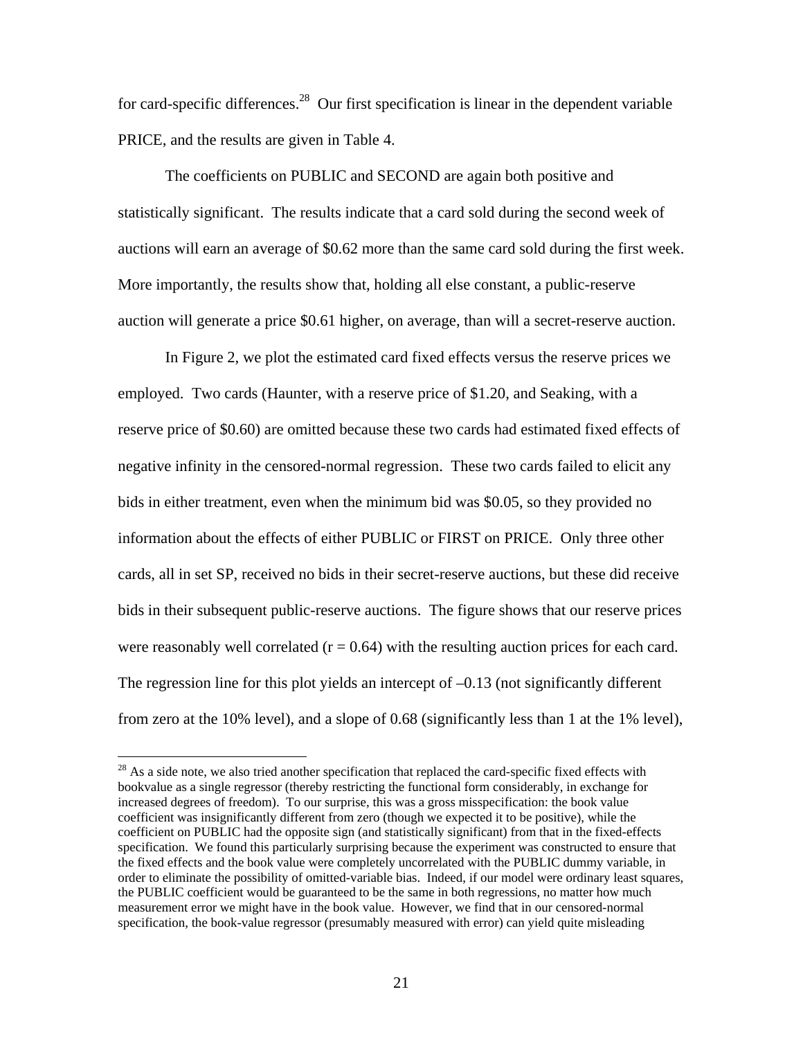for card-specific differences.[28] Our first specification is linear in the dependent variable PRICE, and the results are given in Table 4.

The coefficients on PUBLIC and SECOND are again both positive and statistically significant. The results indicate that a card sold during the second week of auctions will earn an average of \$0.62 more than the same card sold during the first week. More importantly, the results show that, holding all else constant, a public-reserve auction will generate a price \$0.61 higher, on average, than will a secret-reserve auction.

In Figure 2, we plot the estimated card fixed effects versus the reserve prices we employed. Two cards (Haunter, with a reserve price of \$1.20, and Seaking, with a reserve price of \$0.60) are omitted because these two cards had estimated fixed effects of negative infinity in the censored-normal regression. These two cards failed to elicit any bids in either treatment, even when the minimum bid was \$0.05, so they provided no information about the effects of either PUBLIC or FIRST on PRICE. Only three other cards, all in set SP, received no bids in their secret-reserve auctions, but these did receive bids in their subsequent public-reserve auctions. The figure shows that our reserve prices were reasonably well correlated ($r = 0.64$) with the resulting auction prices for each card. The regression line for this plot yields an intercept of –0.13 (not significantly different from zero at the 10% level), and a slope of 0.68 (significantly less than 1 at the 1% level),

---

[28] As a side note, we also tried another specification that replaced the card-specific fixed effects with bookvalue as a single regressor (thereby restricting the functional form considerably, in exchange for increased degrees of freedom). To our surprise, this was a gross misspecification: the book value coefficient was insignificantly different from zero (though we expected it to be positive), while the coefficient on PUBLIC had the opposite sign (and statistically significant) from that in the fixed-effects specification. We found this particularly surprising because the experiment was constructed to ensure that the fixed effects and the book value were completely uncorrelated with the PUBLIC dummy variable, in order to eliminate the possibility of omitted-variable bias. Indeed, if our model were ordinary least squares, the PUBLIC coefficient would be guaranteed to be the same in both regressions, no matter how much measurement error we might have in the book value. However, we find that in our censored-normal specification, the book-value regressor (presumably measured with error) can yield quite misleading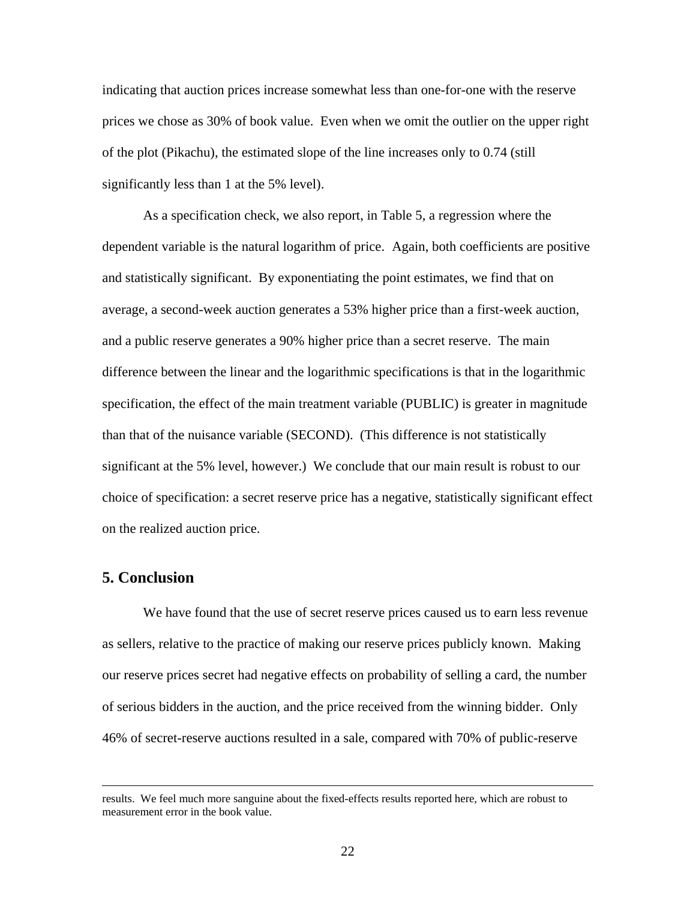indicating that auction prices increase somewhat less than one-for-one with the reserve prices we chose as 30% of book value. Even when we omit the outlier on the upper right of the plot (Pikachu), the estimated slope of the line increases only to 0.74 (still significantly less than 1 at the 5% level).

As a specification check, we also report, in Table 5, a regression where the dependent variable is the natural logarithm of price. Again, both coefficients are positive and statistically significant. By exponentiating the point estimates, we find that on average, a second-week auction generates a 53% higher price than a first-week auction, and a public reserve generates a 90% higher price than a secret reserve. The main difference between the linear and the logarithmic specifications is that in the logarithmic specification, the effect of the main treatment variable (PUBLIC) is greater in magnitude than that of the nuisance variable (SECOND). (This difference is not statistically significant at the 5% level, however.) We conclude that our main result is robust to our choice of specification: a secret reserve price has a negative, statistically significant effect on the realized auction price.

## 5. Conclusion

We have found that the use of secret reserve prices caused us to earn less revenue as sellers, relative to the practice of making our reserve prices publicly known. Making our reserve prices secret had negative effects on probability of selling a card, the number of serious bidders in the auction, and the price received from the winning bidder. Only 46% of secret-reserve auctions resulted in a sale, compared with 70% of public-reserve

---

results. We feel much more sanguine about the fixed-effects results reported here, which are robust to measurement error in the book value.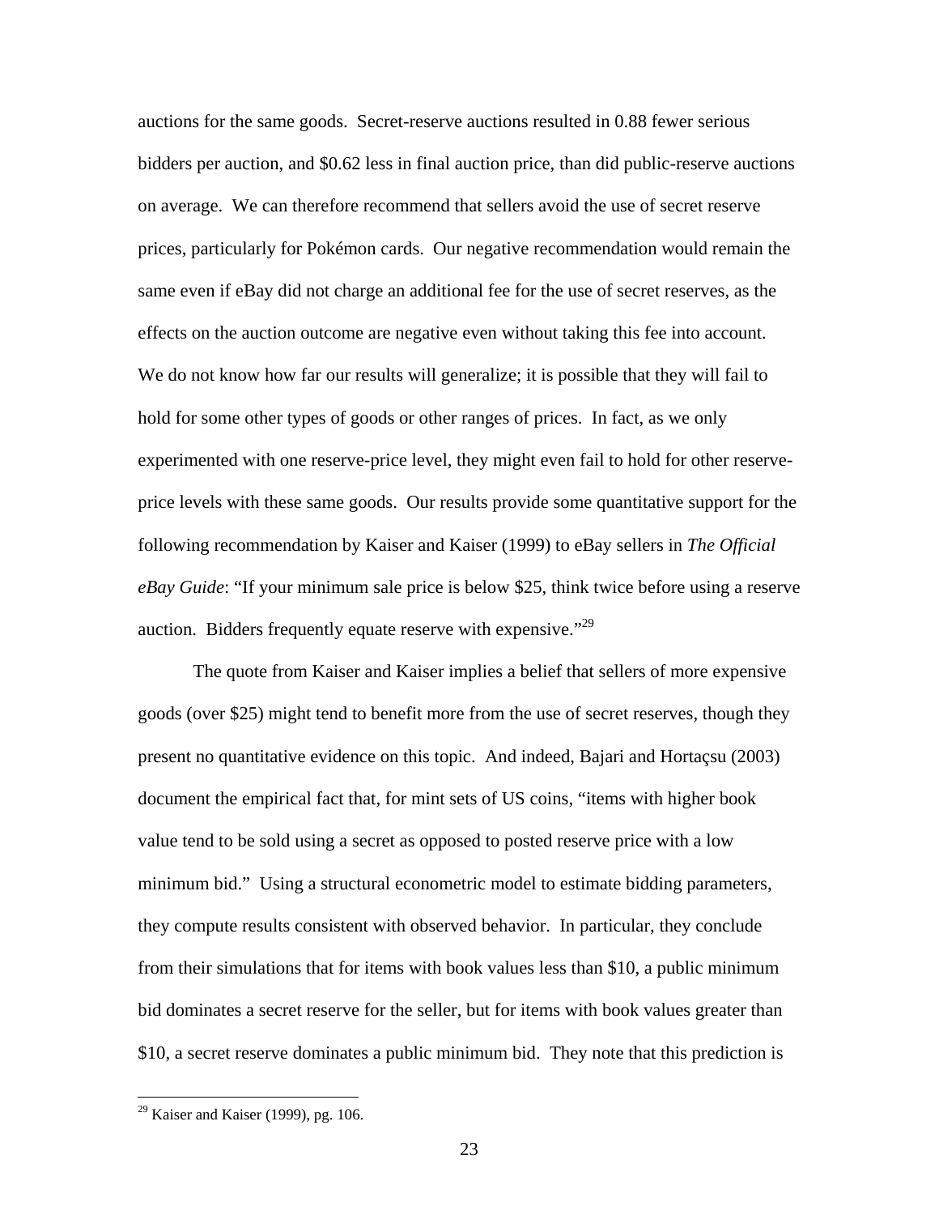auctions for the same goods. Secret-reserve auctions resulted in 0.88 fewer serious bidders per auction, and $0.62 less in final auction price, than did public-reserve auctions on average. We can therefore recommend that sellers avoid the use of secret reserve prices, particularly for Pokémon cards. Our negative recommendation would remain the same even if eBay did not charge an additional fee for the use of secret reserves, as the effects on the auction outcome are negative even without taking this fee into account. We do not know how far our results will generalize; it is possible that they will fail to hold for some other types of goods or other ranges of prices. In fact, as we only experimented with one reserve-price level, they might even fail to hold for other reserve-price levels with these same goods. Our results provide some quantitative support for the following recommendation by Kaiser and Kaiser (1999) to eBay sellers in *The Official eBay Guide*: "If your minimum sale price is below $25, think twice before using a reserve auction. Bidders frequently equate reserve with expensive."[29]

The quote from Kaiser and Kaiser implies a belief that sellers of more expensive goods (over $25) might tend to benefit more from the use of secret reserves, though they present no quantitative evidence on this topic. And indeed, Bajari and Hortaçsu (2003) document the empirical fact that, for mint sets of US coins, "items with higher book value tend to be sold using a secret as opposed to posted reserve price with a low minimum bid." Using a structural econometric model to estimate bidding parameters, they compute results consistent with observed behavior. In particular, they conclude from their simulations that for items with book values less than $10, a public minimum bid dominates a secret reserve for the seller, but for items with book values greater than $10, a secret reserve dominates a public minimum bid. They note that this prediction is

[29] Kaiser and Kaiser (1999), pg. 106.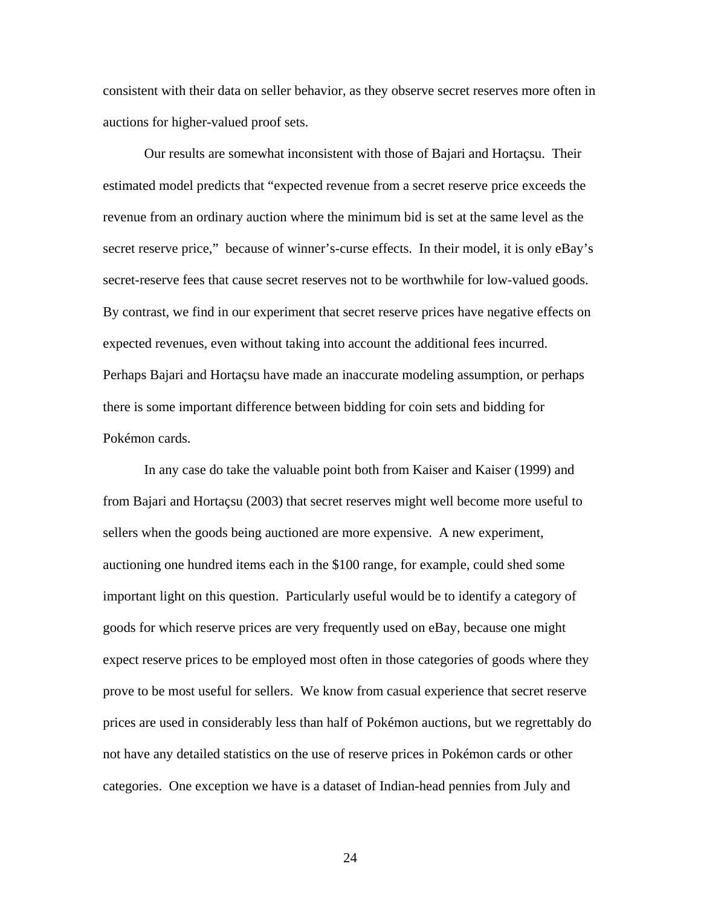consistent with their data on seller behavior, as they observe secret reserves more often in auctions for higher-valued proof sets.

Our results are somewhat inconsistent with those of Bajari and Hortaçsu. Their estimated model predicts that "expected revenue from a secret reserve price exceeds the revenue from an ordinary auction where the minimum bid is set at the same level as the secret reserve price," because of winner's-curse effects. In their model, it is only eBay's secret-reserve fees that cause secret reserves not to be worthwhile for low-valued goods. By contrast, we find in our experiment that secret reserve prices have negative effects on expected revenues, even without taking into account the additional fees incurred. Perhaps Bajari and Hortaçsu have made an inaccurate modeling assumption, or perhaps there is some important difference between bidding for coin sets and bidding for Pokémon cards.

In any case do take the valuable point both from Kaiser and Kaiser (1999) and from Bajari and Hortaçsu (2003) that secret reserves might well become more useful to sellers when the goods being auctioned are more expensive. A new experiment, auctioning one hundred items each in the $100 range, for example, could shed some important light on this question. Particularly useful would be to identify a category of goods for which reserve prices are very frequently used on eBay, because one might expect reserve prices to be employed most often in those categories of goods where they prove to be most useful for sellers. We know from casual experience that secret reserve prices are used in considerably less than half of Pokémon auctions, but we regrettably do not have any detailed statistics on the use of reserve prices in Pokémon cards or other categories. One exception we have is a dataset of Indian-head pennies from July and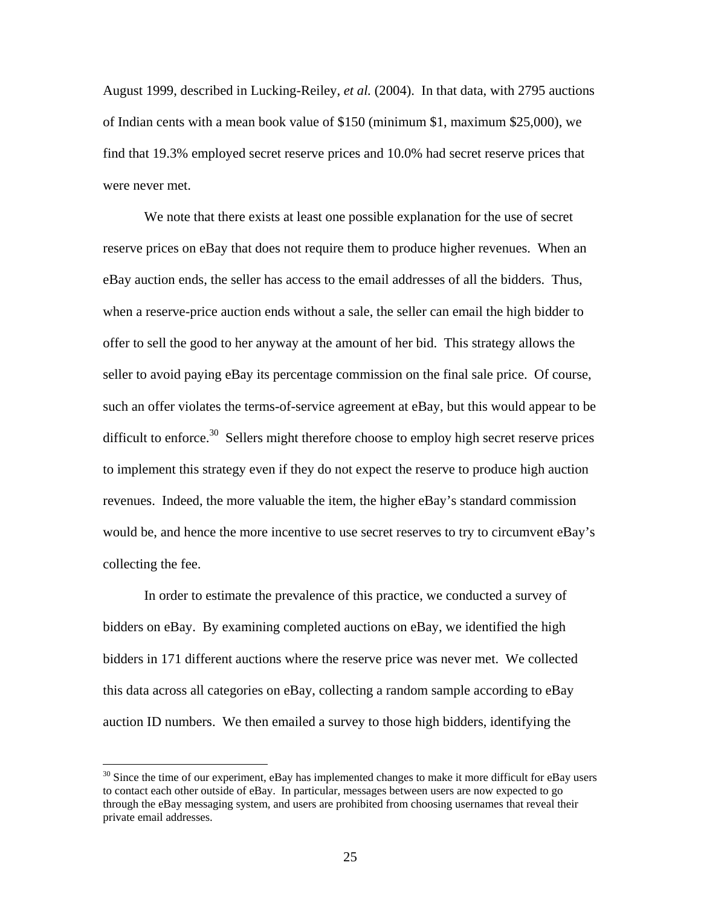August 1999, described in Lucking-Reiley, *et al.* (2004). In that data, with 2795 auctions of Indian cents with a mean book value of $150 (minimum $1, maximum $25,000), we find that 19.3% employed secret reserve prices and 10.0% had secret reserve prices that were never met.

We note that there exists at least one possible explanation for the use of secret reserve prices on eBay that does not require them to produce higher revenues. When an eBay auction ends, the seller has access to the email addresses of all the bidders. Thus, when a reserve-price auction ends without a sale, the seller can email the high bidder to offer to sell the good to her anyway at the amount of her bid. This strategy allows the seller to avoid paying eBay its percentage commission on the final sale price. Of course, such an offer violates the terms-of-service agreement at eBay, but this would appear to be difficult to enforce.[30] Sellers might therefore choose to employ high secret reserve prices to implement this strategy even if they do not expect the reserve to produce high auction revenues. Indeed, the more valuable the item, the higher eBay's standard commission would be, and hence the more incentive to use secret reserves to try to circumvent eBay's collecting the fee.

In order to estimate the prevalence of this practice, we conducted a survey of bidders on eBay. By examining completed auctions on eBay, we identified the high bidders in 171 different auctions where the reserve price was never met. We collected this data across all categories on eBay, collecting a random sample according to eBay auction ID numbers. We then emailed a survey to those high bidders, identifying the

[30] Since the time of our experiment, eBay has implemented changes to make it more difficult for eBay users to contact each other outside of eBay. In particular, messages between users are now expected to go through the eBay messaging system, and users are prohibited from choosing usernames that reveal their private email addresses.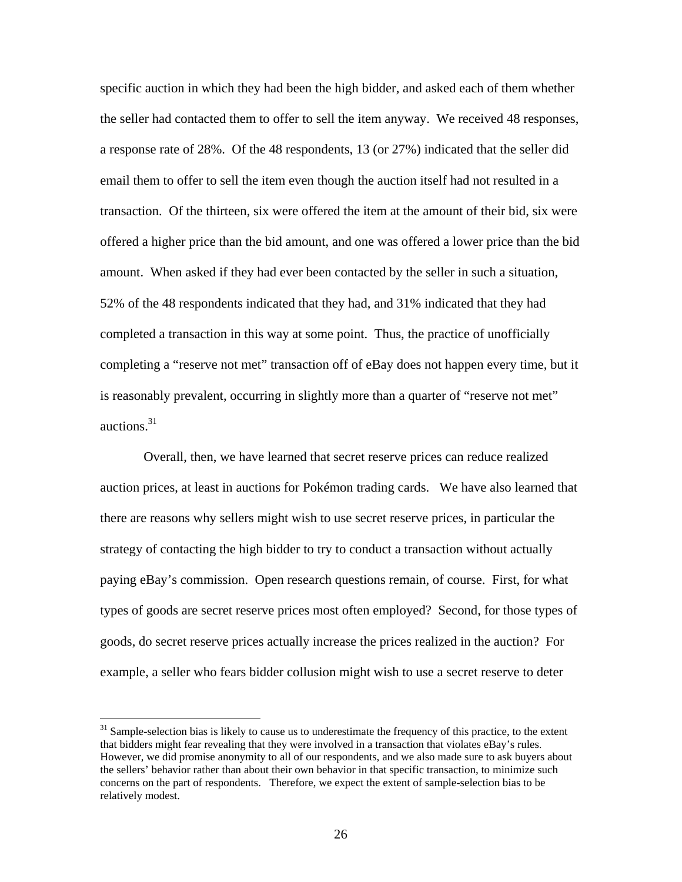specific auction in which they had been the high bidder, and asked each of them whether the seller had contacted them to offer to sell the item anyway. We received 48 responses, a response rate of 28%. Of the 48 respondents, 13 (or 27%) indicated that the seller did email them to offer to sell the item even though the auction itself had not resulted in a transaction. Of the thirteen, six were offered the item at the amount of their bid, six were offered a higher price than the bid amount, and one was offered a lower price than the bid amount. When asked if they had ever been contacted by the seller in such a situation, 52% of the 48 respondents indicated that they had, and 31% indicated that they had completed a transaction in this way at some point. Thus, the practice of unofficially completing a "reserve not met" transaction off of eBay does not happen every time, but it is reasonably prevalent, occurring in slightly more than a quarter of "reserve not met" auctions.[31]

Overall, then, we have learned that secret reserve prices can reduce realized auction prices, at least in auctions for Pokémon trading cards. We have also learned that there are reasons why sellers might wish to use secret reserve prices, in particular the strategy of contacting the high bidder to try to conduct a transaction without actually paying eBay's commission. Open research questions remain, of course. First, for what types of goods are secret reserve prices most often employed? Second, for those types of goods, do secret reserve prices actually increase the prices realized in the auction? For example, a seller who fears bidder collusion might wish to use a secret reserve to deter

[31] Sample-selection bias is likely to cause us to underestimate the frequency of this practice, to the extent that bidders might fear revealing that they were involved in a transaction that violates eBay's rules. However, we did promise anonymity to all of our respondents, and we also made sure to ask buyers about the sellers' behavior rather than about their own behavior in that specific transaction, to minimize such concerns on the part of respondents. Therefore, we expect the extent of sample-selection bias to be relatively modest.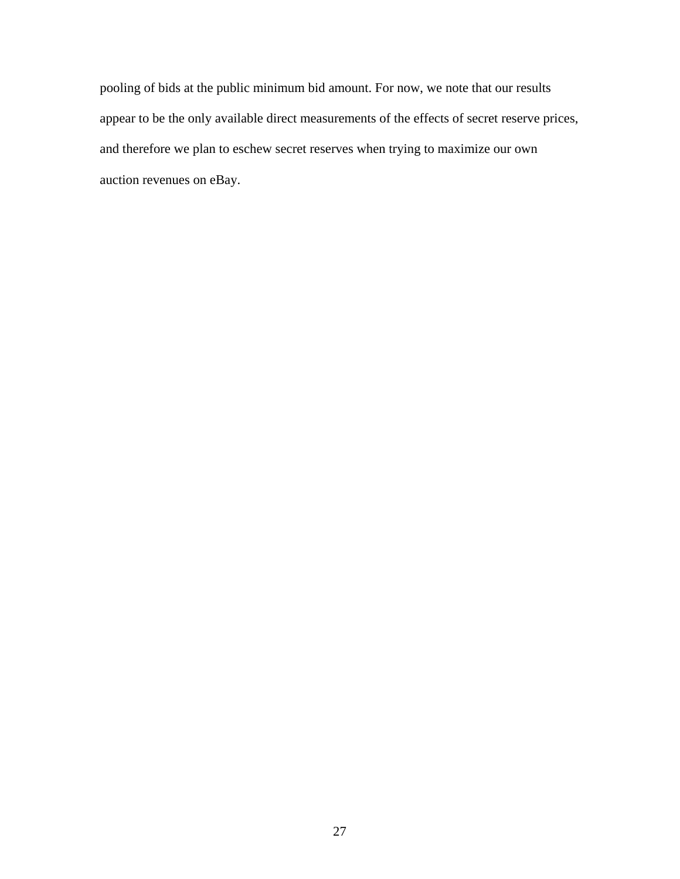pooling of bids at the public minimum bid amount. For now, we note that our results appear to be the only available direct measurements of the effects of secret reserve prices, and therefore we plan to eschew secret reserves when trying to maximize our own auction revenues on eBay.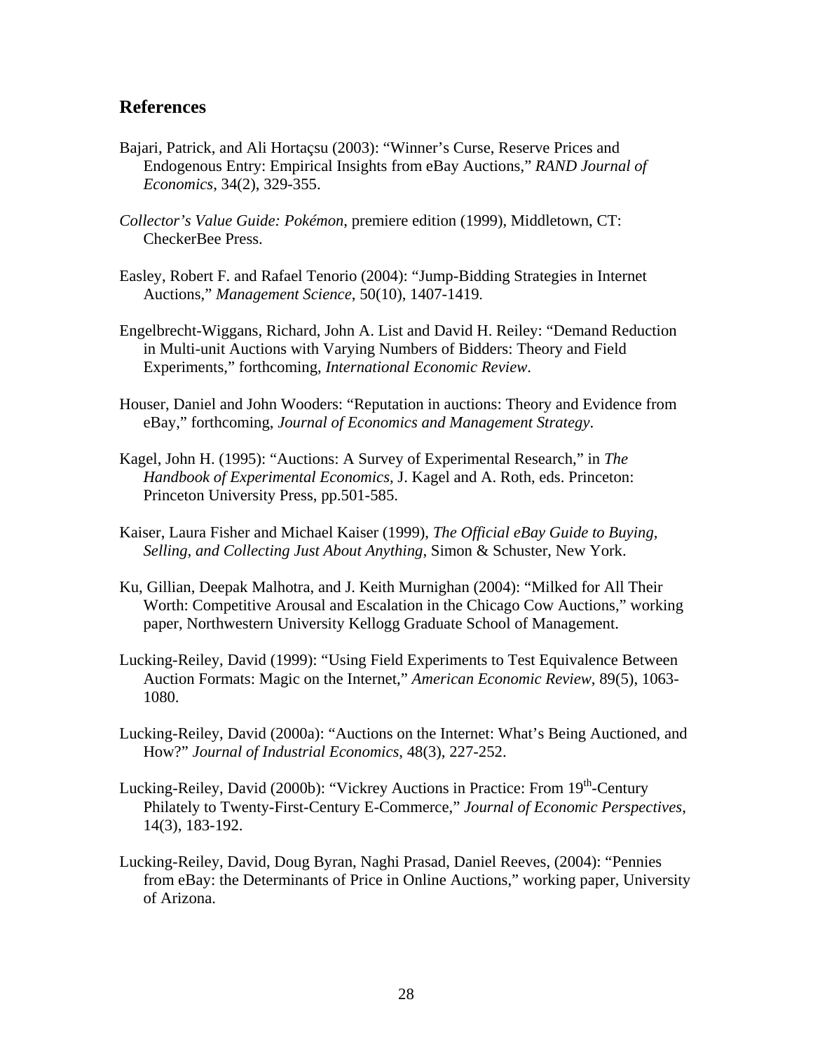## References

Bajari, Patrick, and Ali Hortaçsu (2003): "Winner's Curse, Reserve Prices and Endogenous Entry: Empirical Insights from eBay Auctions," *RAND Journal of Economics*, 34(2), 329-355.

*Collector's Value Guide: Pokémon*, premiere edition (1999), Middletown, CT: CheckerBee Press.

Easley, Robert F. and Rafael Tenorio (2004): "Jump-Bidding Strategies in Internet Auctions," *Management Science*, 50(10), 1407-1419.

Engelbrecht-Wiggans, Richard, John A. List and David H. Reiley: "Demand Reduction in Multi-unit Auctions with Varying Numbers of Bidders: Theory and Field Experiments," forthcoming, *International Economic Review*.

Houser, Daniel and John Wooders: "Reputation in auctions: Theory and Evidence from eBay," forthcoming, *Journal of Economics and Management Strategy*.

Kagel, John H. (1995): "Auctions: A Survey of Experimental Research," in *The Handbook of Experimental Economics*, J. Kagel and A. Roth, eds. Princeton: Princeton University Press, pp.501-585.

Kaiser, Laura Fisher and Michael Kaiser (1999), *The Official eBay Guide to Buying, Selling, and Collecting Just About Anything*, Simon & Schuster, New York.

Ku, Gillian, Deepak Malhotra, and J. Keith Murnighan (2004): "Milked for All Their Worth: Competitive Arousal and Escalation in the Chicago Cow Auctions," working paper, Northwestern University Kellogg Graduate School of Management.

Lucking-Reiley, David (1999): "Using Field Experiments to Test Equivalence Between Auction Formats: Magic on the Internet," *American Economic Review*, 89(5), 1063-1080.

Lucking-Reiley, David (2000a): "Auctions on the Internet: What's Being Auctioned, and How?" *Journal of Industrial Economics*, 48(3), 227-252.

Lucking-Reiley, David (2000b): "Vickrey Auctions in Practice: From 19th-Century Philately to Twenty-First-Century E-Commerce," *Journal of Economic Perspectives*, 14(3), 183-192.

Lucking-Reiley, David, Doug Byran, Naghi Prasad, Daniel Reeves, (2004): "Pennies from eBay: the Determinants of Price in Online Auctions," working paper, University of Arizona.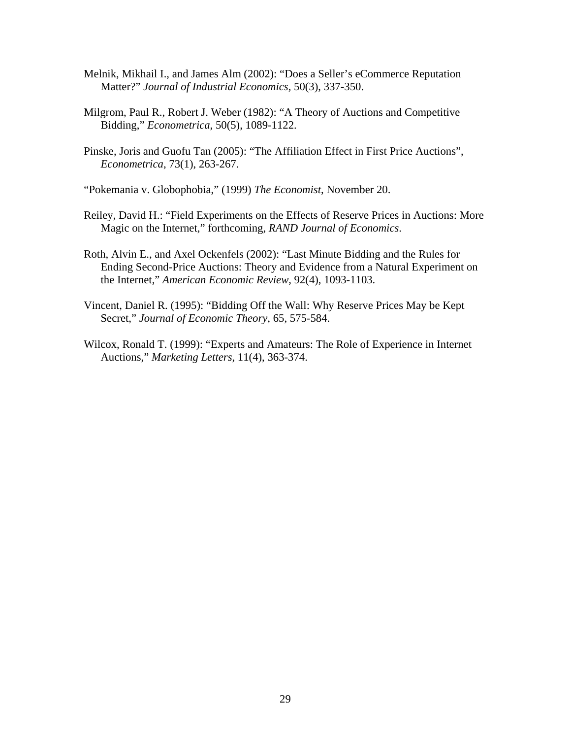Melnik, Mikhail I., and James Alm (2002): "Does a Seller's eCommerce Reputation Matter?" *Journal of Industrial Economics*, 50(3), 337-350.

Milgrom, Paul R., Robert J. Weber (1982): "A Theory of Auctions and Competitive Bidding," *Econometrica*, 50(5), 1089-1122.

Pinske, Joris and Guofu Tan (2005): "The Affiliation Effect in First Price Auctions", *Econometrica*, 73(1), 263-267.

"Pokemania v. Globophobia," (1999) *The Economist*, November 20.

Reiley, David H.: "Field Experiments on the Effects of Reserve Prices in Auctions: More Magic on the Internet," forthcoming, *RAND Journal of Economics*.

Roth, Alvin E., and Axel Ockenfels (2002): "Last Minute Bidding and the Rules for Ending Second-Price Auctions: Theory and Evidence from a Natural Experiment on the Internet," *American Economic Review*, 92(4), 1093-1103.

Vincent, Daniel R. (1995): "Bidding Off the Wall: Why Reserve Prices May be Kept Secret," *Journal of Economic Theory*, 65, 575-584.

Wilcox, Ronald T. (1999): "Experts and Amateurs: The Role of Experience in Internet Auctions," *Marketing Letters*, 11(4), 363-374.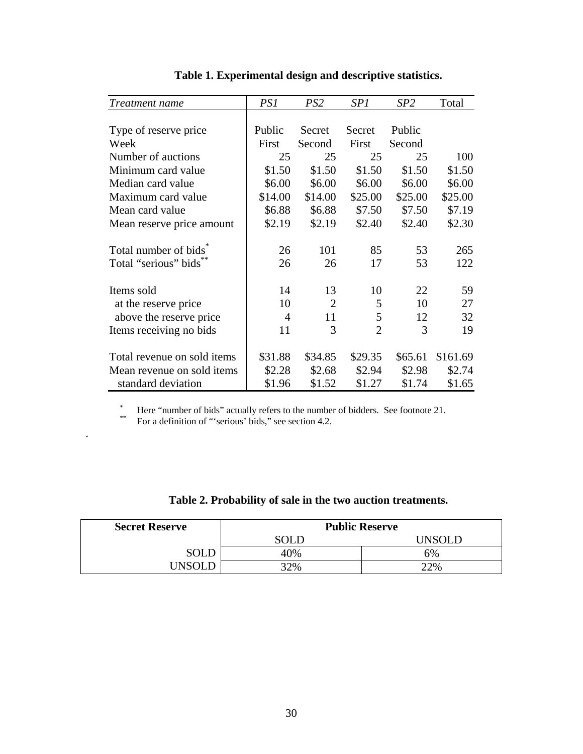**Table 1. Experimental design and descriptive statistics.**

| *Treatment name* | *PS1* | *PS2* | *SP1* | *SP2* | Total |
|---|---|---|---|---|---|
| Type of reserve price | Public | Secret | Secret | Public | |
| Week | First | Second | First | Second | |
| Number of auctions | 25 | 25 | 25 | 25 | 100 |
| Minimum card value | \$1.50 | \$1.50 | \$1.50 | \$1.50 | \$1.50 |
| Median card value | \$6.00 | \$6.00 | \$6.00 | \$6.00 | \$6.00 |
| Maximum card value | \$14.00 | \$14.00 | \$25.00 | \$25.00 | \$25.00 |
| Mean card value | \$6.88 | \$6.88 | \$7.50 | \$7.50 | \$7.19 |
| Mean reserve price amount | \$2.19 | \$2.19 | \$2.40 | \$2.40 | \$2.30 |
| Total number of bids* | 26 | 101 | 85 | 53 | 265 |
| Total "serious" bids** | 26 | 26 | 17 | 53 | 122 |
| Items sold | 14 | 13 | 10 | 22 | 59 |
| at the reserve price | 10 | 2 | 5 | 10 | 27 |
| above the reserve price | 4 | 11 | 5 | 12 | 32 |
| Items receiving no bids | 11 | 3 | 2 | 3 | 19 |
| Total revenue on sold items | \$31.88 | \$34.85 | \$29.35 | \$65.61 | \$161.69 |
| Mean revenue on sold items | \$2.28 | \$2.68 | \$2.94 | \$2.98 | \$2.74 |
| standard deviation | \$1.96 | \$1.52 | \$1.27 | \$1.74 | \$1.65 |

\* Here "number of bids" actually refers to the number of bidders. See footnote 21.
\** For a definition of "'serious' bids," see section 4.2.

**Table 2. Probability of sale in the two auction treatments.**

| **Secret Reserve** | **Public Reserve** | |
|---|---|---|
| | SOLD | UNSOLD |
| SOLD | 40% | 6% |
| UNSOLD | 32% | 22% |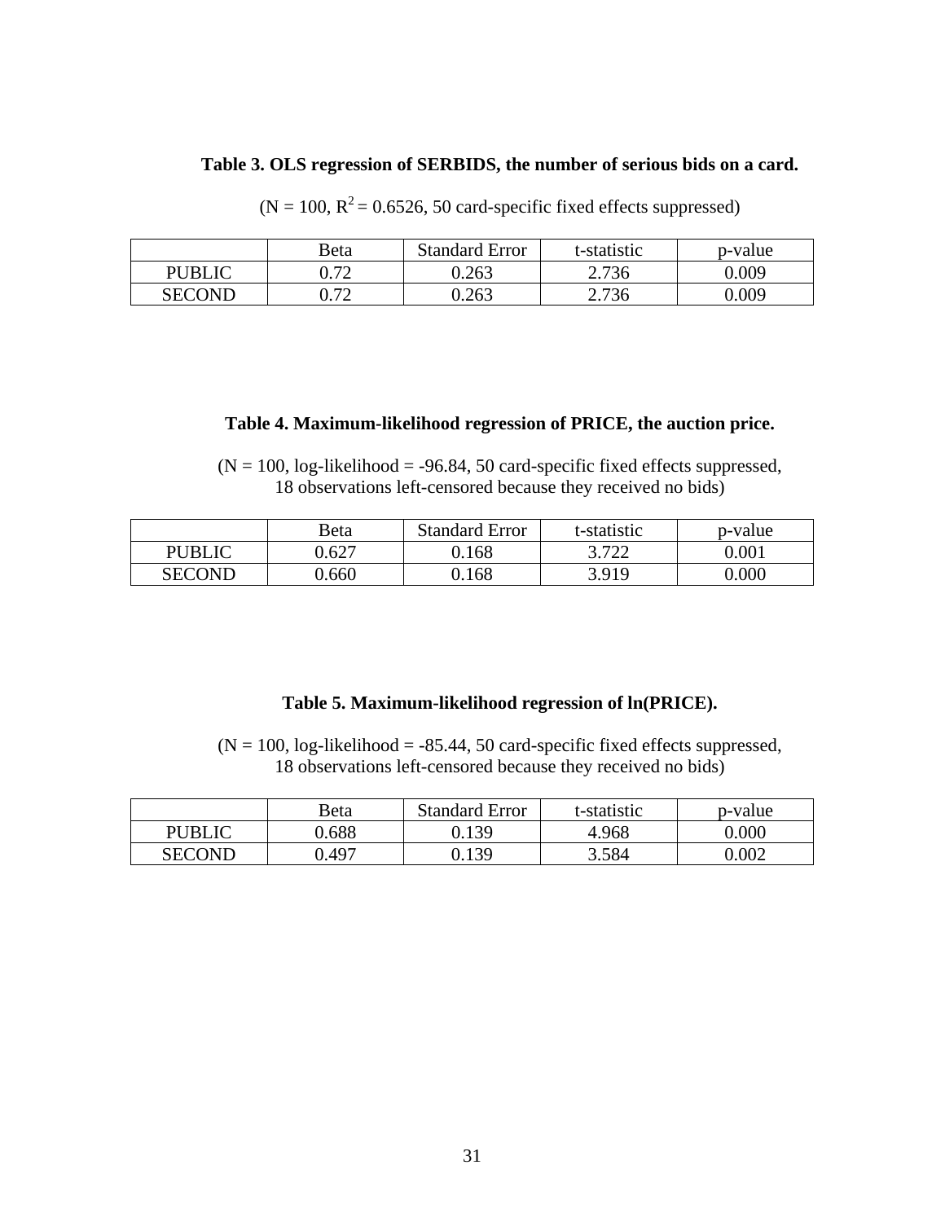**Table 3. OLS regression of SERBIDS, the number of serious bids on a card.**

($N = 100$, $R^2 = 0.6526$, 50 card-specific fixed effects suppressed)

| | Beta | Standard Error | t-statistic | p-value |
|---|---|---|---|---|
| PUBLIC | 0.72 | 0.263 | 2.736 | 0.009 |
| SECOND | 0.72 | 0.263 | 2.736 | 0.009 |

**Table 4. Maximum-likelihood regression of PRICE, the auction price.**

($N = 100$, log-likelihood = -96.84, 50 card-specific fixed effects suppressed, 18 observations left-censored because they received no bids)

| | Beta | Standard Error | t-statistic | p-value |
|---|---|---|---|---|
| PUBLIC | 0.627 | 0.168 | 3.722 | 0.001 |
| SECOND | 0.660 | 0.168 | 3.919 | 0.000 |

**Table 5. Maximum-likelihood regression of ln(PRICE).**

($N = 100$, log-likelihood = -85.44, 50 card-specific fixed effects suppressed, 18 observations left-censored because they received no bids)

| | Beta | Standard Error | t-statistic | p-value |
|---|---|---|---|---|
| PUBLIC | 0.688 | 0.139 | 4.968 | 0.000 |
| SECOND | 0.497 | 0.139 | 3.584 | 0.002 |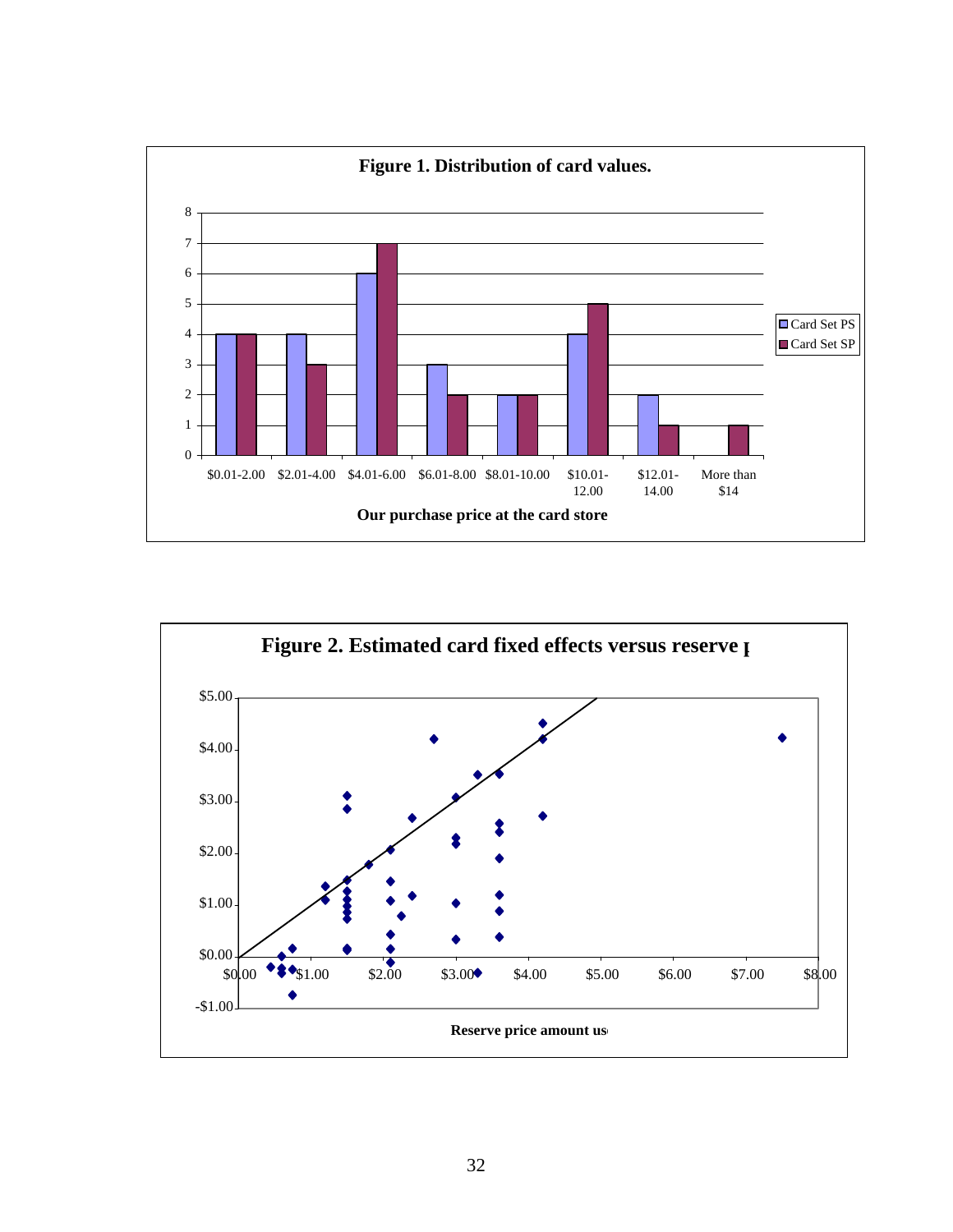**Figure 1. Distribution of card values.**

8
7
6
5
4
3
2
1
0

$0.01-2.00
$2.01-4.00
$4.01-6.00
$6.01-8.00
$8.01-10.00
$10.01-12.00
$12.01-14.00
More than $14

Card Set PS
Card Set SP

**Our purchase price at the card store**

**Figure 2. Estimated card fixed effects versus reserve p**

$5.00
$4.00
$3.00
$2.00
$1.00
$0.00
-$1.00

$0.00
$1.00
$2.00
$3.00
$4.00
$5.00
$6.00
$7.00
$8.00

**Reserve price amount us**